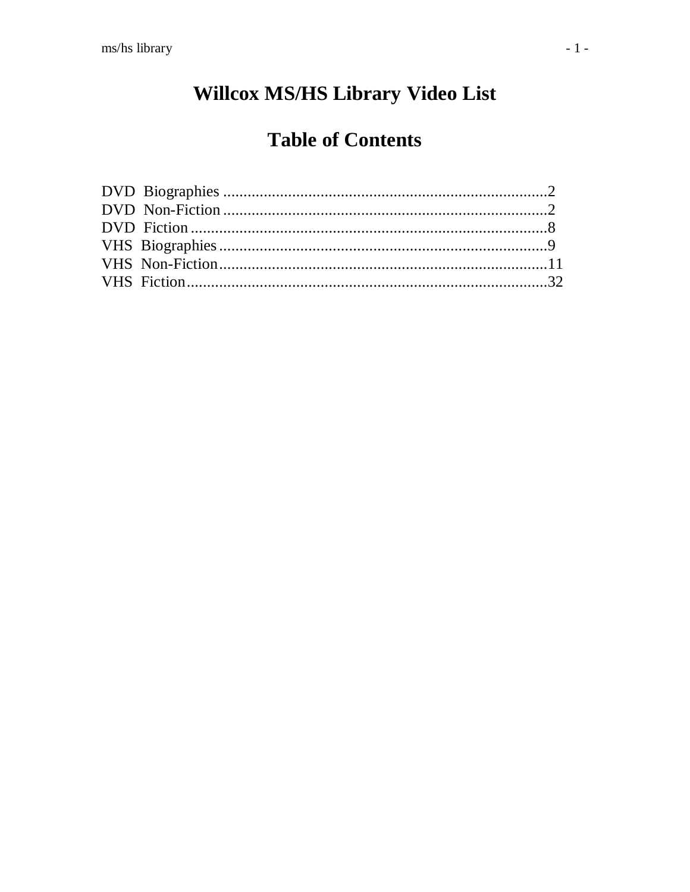# Willcox MS/HS Library Video List

## Table of Contents

DVD Biographies ................................................................................2
DVD Non-Fiction ................................................................................2
DVD Fiction ........................................................................................8
VHS Biographies .................................................................................9
VHS Non-Fiction.................................................................................11
VHS Fiction.........................................................................................32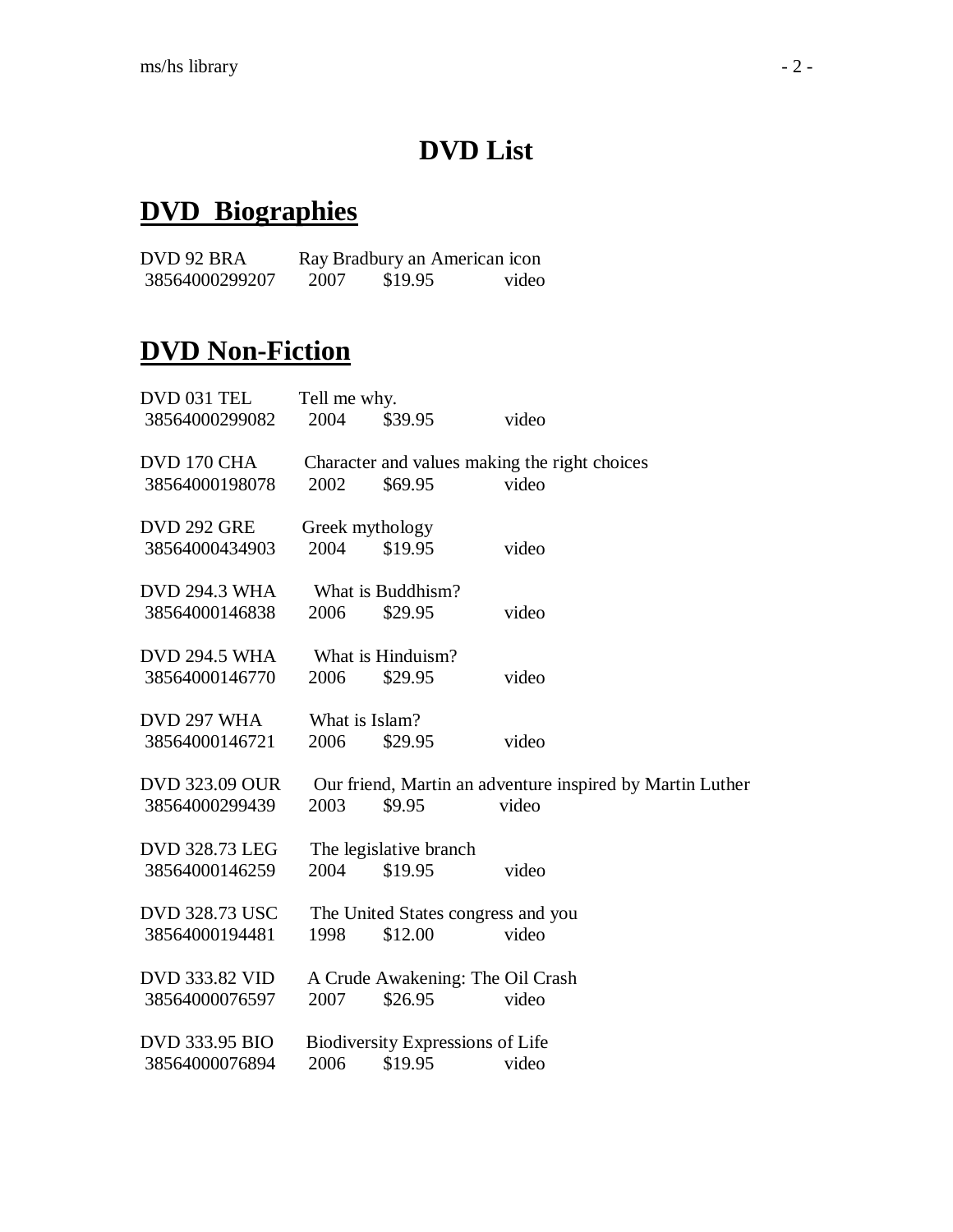# DVD List

## DVD Biographies

DVD 92 BRA    Ray Bradbury an American icon
38564000299207    2007    $19.95    video

## DVD Non-Fiction

DVD 031 TEL    Tell me why.
38564000299082    2004    $39.95    video

DVD 170 CHA    Character and values making the right choices
38564000198078    2002    $69.95    video

DVD 292 GRE    Greek mythology
38564000434903    2004    $19.95    video

DVD 294.3 WHA    What is Buddhism?
38564000146838    2006    $29.95    video

DVD 294.5 WHA    What is Hinduism?
38564000146770    2006    $29.95    video

DVD 297 WHA    What is Islam?
38564000146721    2006    $29.95    video

DVD 323.09 OUR    Our friend, Martin an adventure inspired by Martin Luther
38564000299439    2003    $9.95    video

DVD 328.73 LEG    The legislative branch
38564000146259    2004    $19.95    video

DVD 328.73 USC    The United States congress and you
38564000194481    1998    $12.00    video

DVD 333.82 VID    A Crude Awakening: The Oil Crash
38564000076597    2007    $26.95    video

DVD 333.95 BIO    Biodiversity Expressions of Life
38564000076894    2006    $19.95    video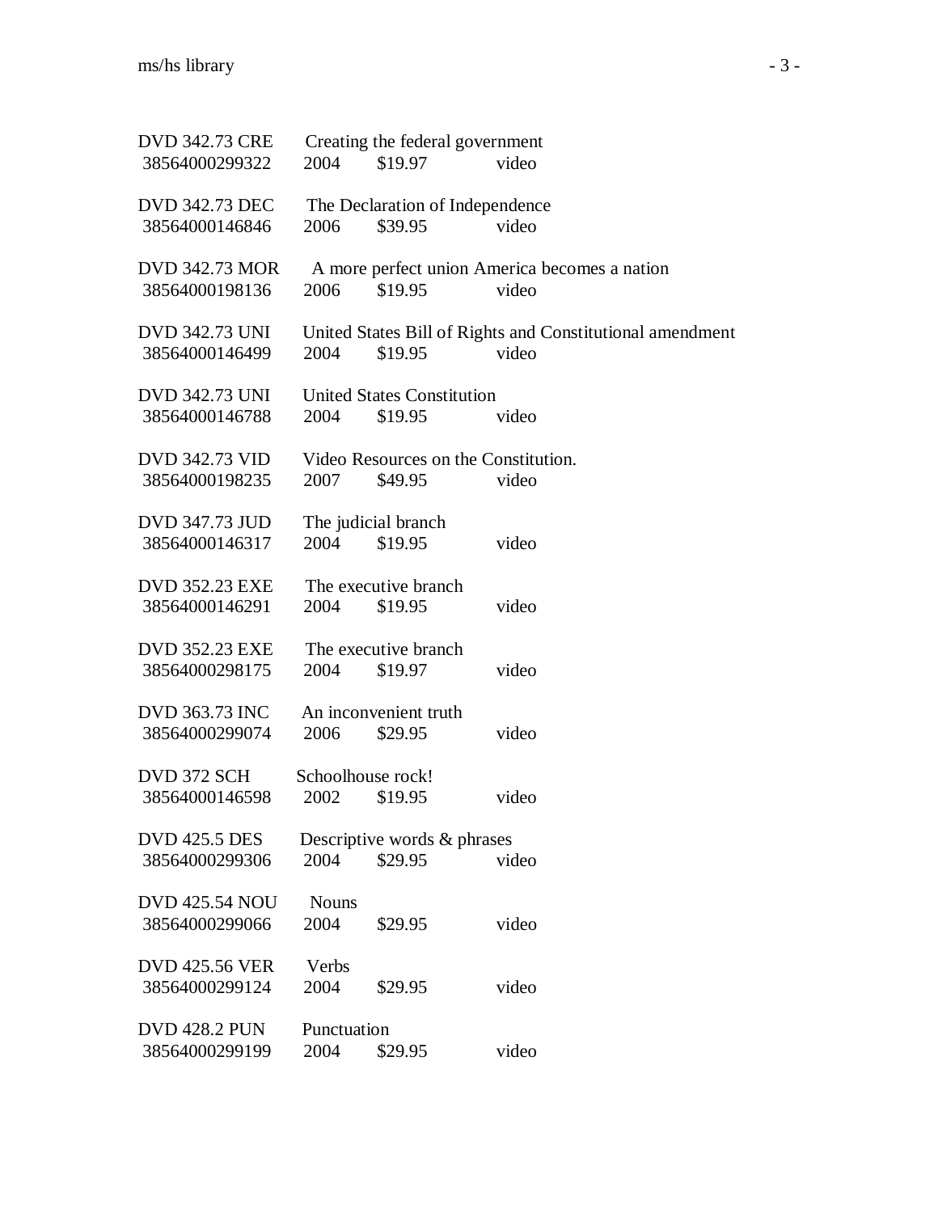DVD 342.73 CRE Creating the federal government
38564000299322 2004 $19.97 video

DVD 342.73 DEC The Declaration of Independence
38564000146846 2006 $39.95 video

DVD 342.73 MOR A more perfect union America becomes a nation
38564000198136 2006 $19.95 video

DVD 342.73 UNI United States Bill of Rights and Constitutional amendment
38564000146499 2004 $19.95 video

DVD 342.73 UNI United States Constitution
38564000146788 2004 $19.95 video

DVD 342.73 VID Video Resources on the Constitution.
38564000198235 2007 $49.95 video

DVD 347.73 JUD The judicial branch
38564000146317 2004 $19.95 video

DVD 352.23 EXE The executive branch
38564000146291 2004 $19.95 video

DVD 352.23 EXE The executive branch
38564000298175 2004 $19.97 video

DVD 363.73 INC An inconvenient truth
38564000299074 2006 $29.95 video

DVD 372 SCH Schoolhouse rock!
38564000146598 2002 $19.95 video

DVD 425.5 DES Descriptive words & phrases
38564000299306 2004 $29.95 video

DVD 425.54 NOU Nouns
38564000299066 2004 $29.95 video

DVD 425.56 VER Verbs
38564000299124 2004 $29.95 video

DVD 428.2 PUN Punctuation
38564000299199 2004 $29.95 video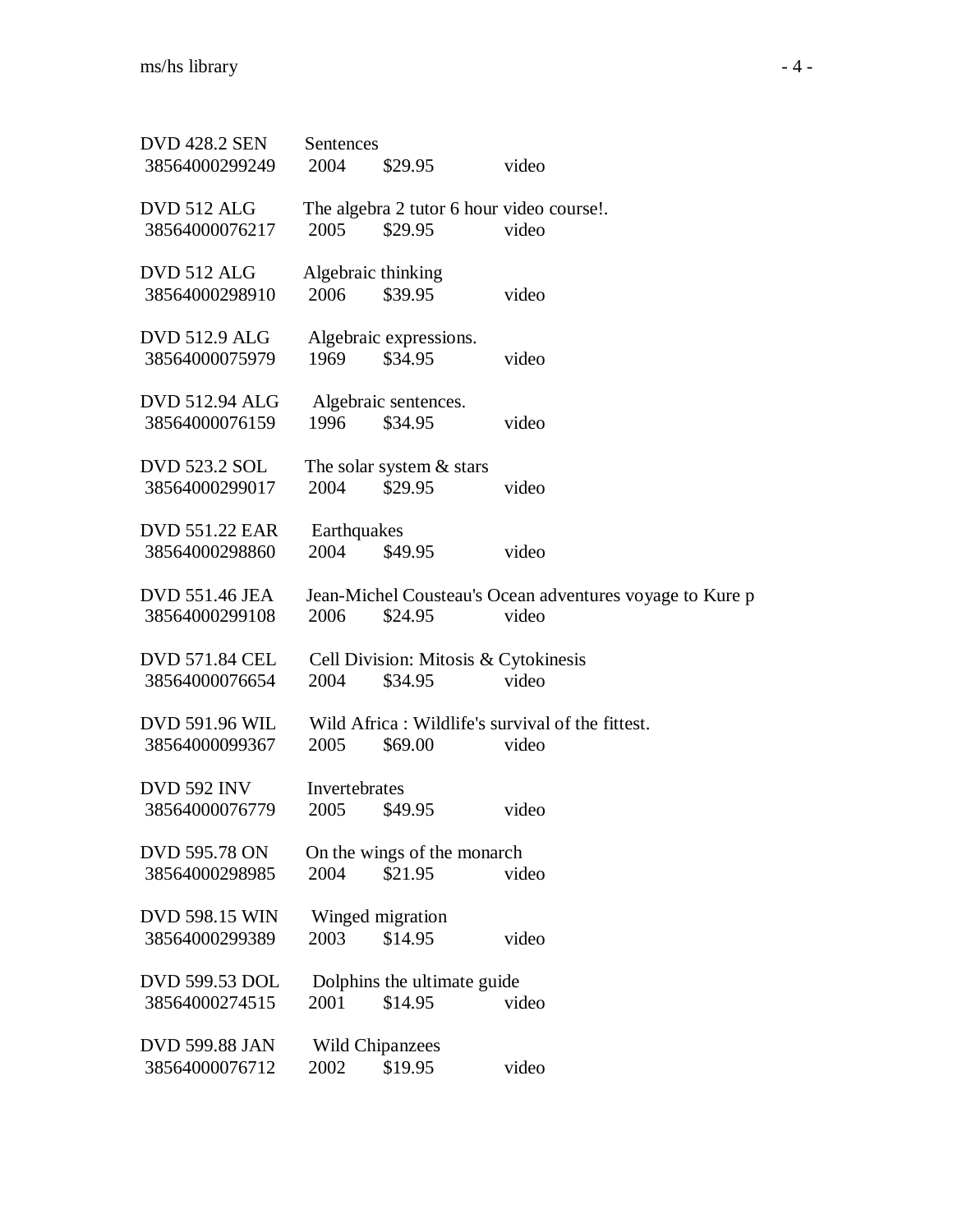DVD 428.2 SEN Sentences
38564000299249 2004 $29.95 video

DVD 512 ALG The algebra 2 tutor 6 hour video course!.
38564000076217 2005 $29.95 video

DVD 512 ALG Algebraic thinking
38564000298910 2006 $39.95 video

DVD 512.9 ALG Algebraic expressions.
38564000075979 1969 $34.95 video

DVD 512.94 ALG Algebraic sentences.
38564000076159 1996 $34.95 video

DVD 523.2 SOL The solar system & stars
38564000299017 2004 $29.95 video

DVD 551.22 EAR Earthquakes
38564000298860 2004 $49.95 video

DVD 551.46 JEA Jean-Michel Cousteau's Ocean adventures voyage to Kure p
38564000299108 2006 $24.95 video

DVD 571.84 CEL Cell Division: Mitosis & Cytokinesis
38564000076654 2004 $34.95 video

DVD 591.96 WIL Wild Africa : Wildlife's survival of the fittest.
38564000099367 2005 $69.00 video

DVD 592 INV Invertebrates
38564000076779 2005 $49.95 video

DVD 595.78 ON On the wings of the monarch
38564000298985 2004 $21.95 video

DVD 598.15 WIN Winged migration
38564000299389 2003 $14.95 video

DVD 599.53 DOL Dolphins the ultimate guide
38564000274515 2001 $14.95 video

DVD 599.88 JAN Wild Chipanzees
38564000076712 2002 $19.95 video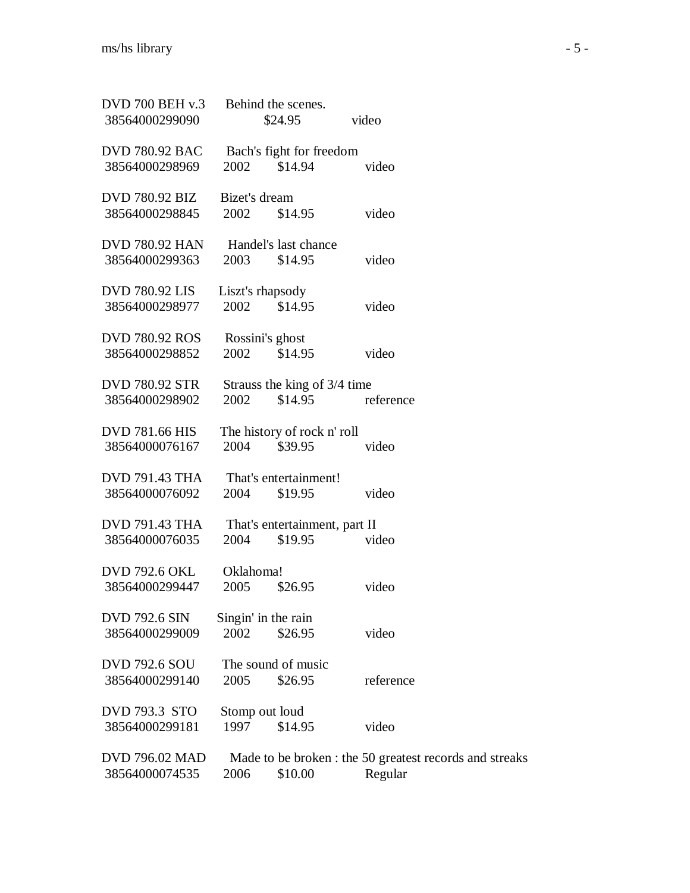DVD 700 BEH v.3 Behind the scenes.
38564000299090 $24.95 video

DVD 780.92 BAC Bach's fight for freedom
38564000298969 2002 $14.94 video

DVD 780.92 BIZ Bizet's dream
38564000298845 2002 $14.95 video

DVD 780.92 HAN Handel's last chance
38564000299363 2003 $14.95 video

DVD 780.92 LIS Liszt's rhapsody
38564000298977 2002 $14.95 video

DVD 780.92 ROS Rossini's ghost
38564000298852 2002 $14.95 video

DVD 780.92 STR Strauss the king of 3/4 time
38564000298902 2002 $14.95 reference

DVD 781.66 HIS The history of rock n' roll
38564000076167 2004 $39.95 video

DVD 791.43 THA That's entertainment!
38564000076092 2004 $19.95 video

DVD 791.43 THA That's entertainment, part II
38564000076035 2004 $19.95 video

DVD 792.6 OKL Oklahoma!
38564000299447 2005 $26.95 video

DVD 792.6 SIN Singin' in the rain
38564000299009 2002 $26.95 video

DVD 792.6 SOU The sound of music
38564000299140 2005 $26.95 reference

DVD 793.3 STO Stomp out loud
38564000299181 1997 $14.95 video

DVD 796.02 MAD Made to be broken : the 50 greatest records and streaks
38564000074535 2006 $10.00 Regular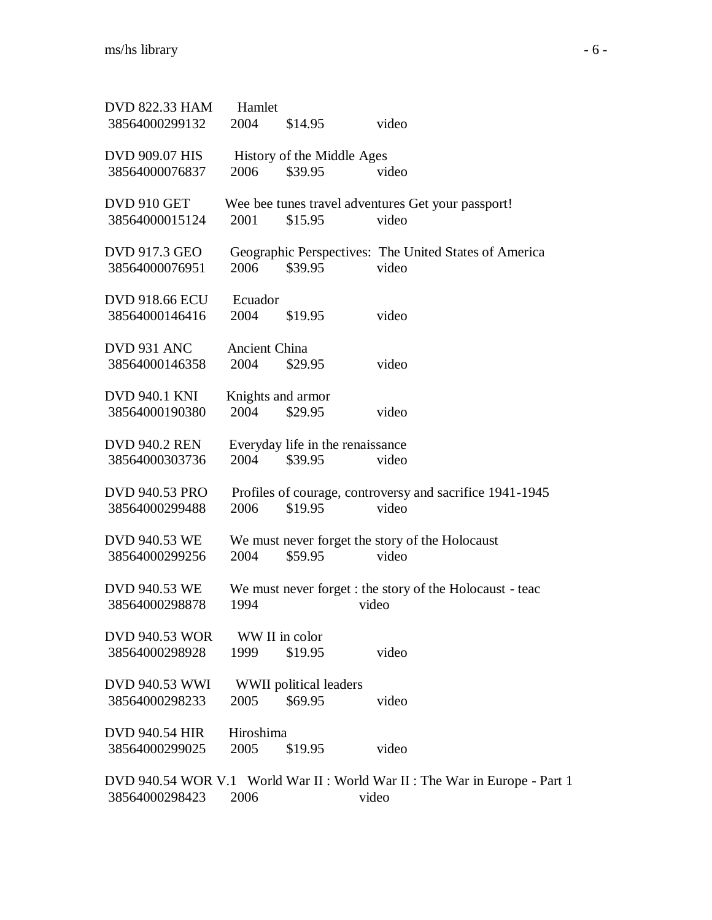DVD 822.33 HAM Hamlet
38564000299132 2004 $14.95 video

DVD 909.07 HIS History of the Middle Ages
38564000076837 2006 $39.95 video

DVD 910 GET Wee bee tunes travel adventures Get your passport!
38564000015124 2001 $15.95 video

DVD 917.3 GEO Geographic Perspectives: The United States of America
38564000076951 2006 $39.95 video

DVD 918.66 ECU Ecuador
38564000146416 2004 $19.95 video

DVD 931 ANC Ancient China
38564000146358 2004 $29.95 video

DVD 940.1 KNI Knights and armor
38564000190380 2004 $29.95 video

DVD 940.2 REN Everyday life in the renaissance
38564000303736 2004 $39.95 video

DVD 940.53 PRO Profiles of courage, controversy and sacrifice 1941-1945
38564000299488 2006 $19.95 video

DVD 940.53 WE We must never forget the story of the Holocaust
38564000299256 2004 $59.95 video

DVD 940.53 WE We must never forget : the story of the Holocaust - teac
38564000298878 1994 video

DVD 940.53 WOR WW II in color
38564000298928 1999 $19.95 video

DVD 940.53 WWI WWII political leaders
38564000298233 2005 $69.95 video

DVD 940.54 HIR Hiroshima
38564000299025 2005 $19.95 video

DVD 940.54 WOR V.1 World War II : World War II : The War in Europe - Part 1
38564000298423 2006 video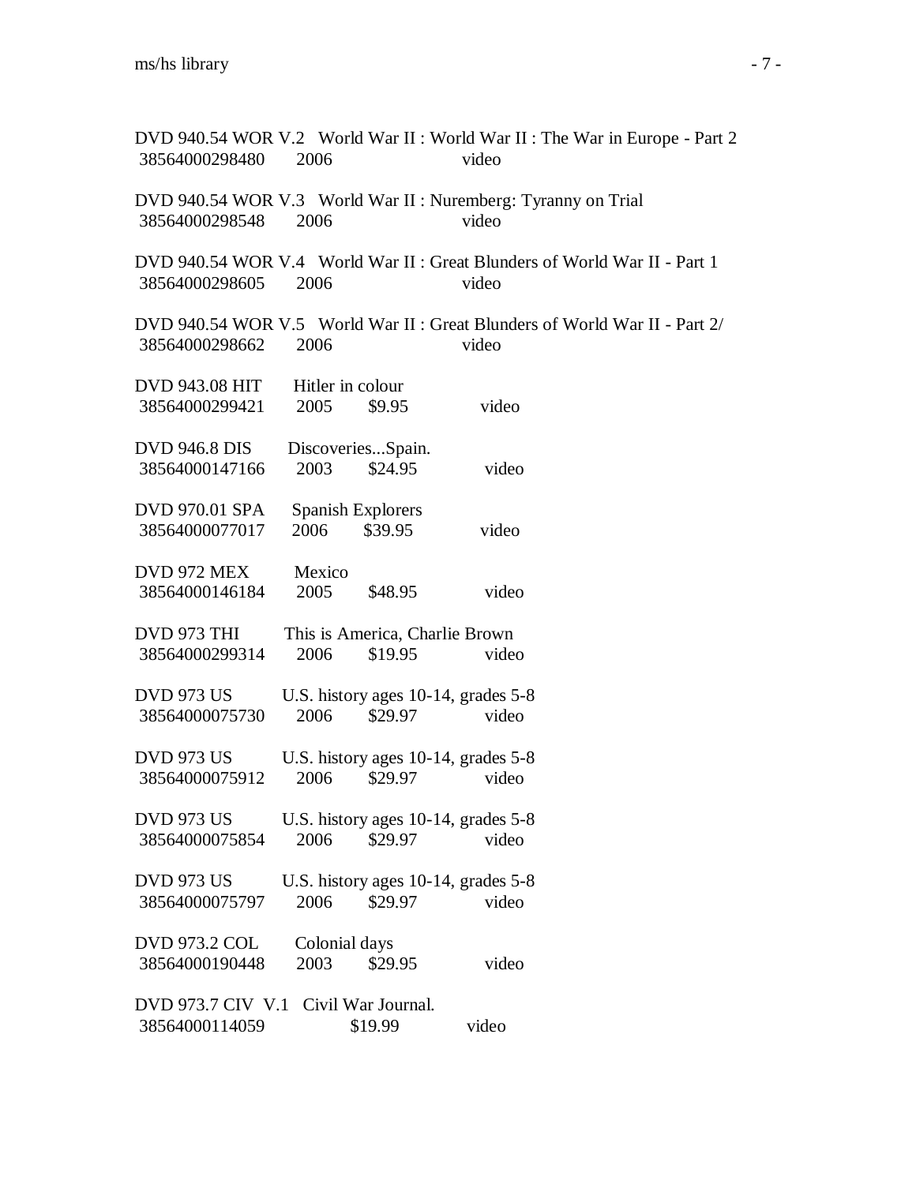DVD 940.54 WOR V.2 World War II : World War II : The War in Europe - Part 2
38564000298480 2006 video

DVD 940.54 WOR V.3 World War II : Nuremberg: Tyranny on Trial
38564000298548 2006 video

DVD 940.54 WOR V.4 World War II : Great Blunders of World War II - Part 1
38564000298605 2006 video

DVD 940.54 WOR V.5 World War II : Great Blunders of World War II - Part 2/
38564000298662 2006 video

DVD 943.08 HIT Hitler in colour
38564000299421 2005 $9.95 video

DVD 946.8 DIS Discoveries...Spain.
38564000147166 2003 $24.95 video

DVD 970.01 SPA Spanish Explorers
38564000077017 2006 $39.95 video

DVD 972 MEX Mexico
38564000146184 2005 $48.95 video

DVD 973 THI This is America, Charlie Brown
38564000299314 2006 $19.95 video

DVD 973 US U.S. history ages 10-14, grades 5-8
38564000075730 2006 $29.97 video

DVD 973 US U.S. history ages 10-14, grades 5-8
38564000075912 2006 $29.97 video

DVD 973 US U.S. history ages 10-14, grades 5-8
38564000075854 2006 $29.97 video

DVD 973 US U.S. history ages 10-14, grades 5-8
38564000075797 2006 $29.97 video

DVD 973.2 COL Colonial days
38564000190448 2003 $29.95 video

DVD 973.7 CIV V.1 Civil War Journal.
38564000114059 $19.99 video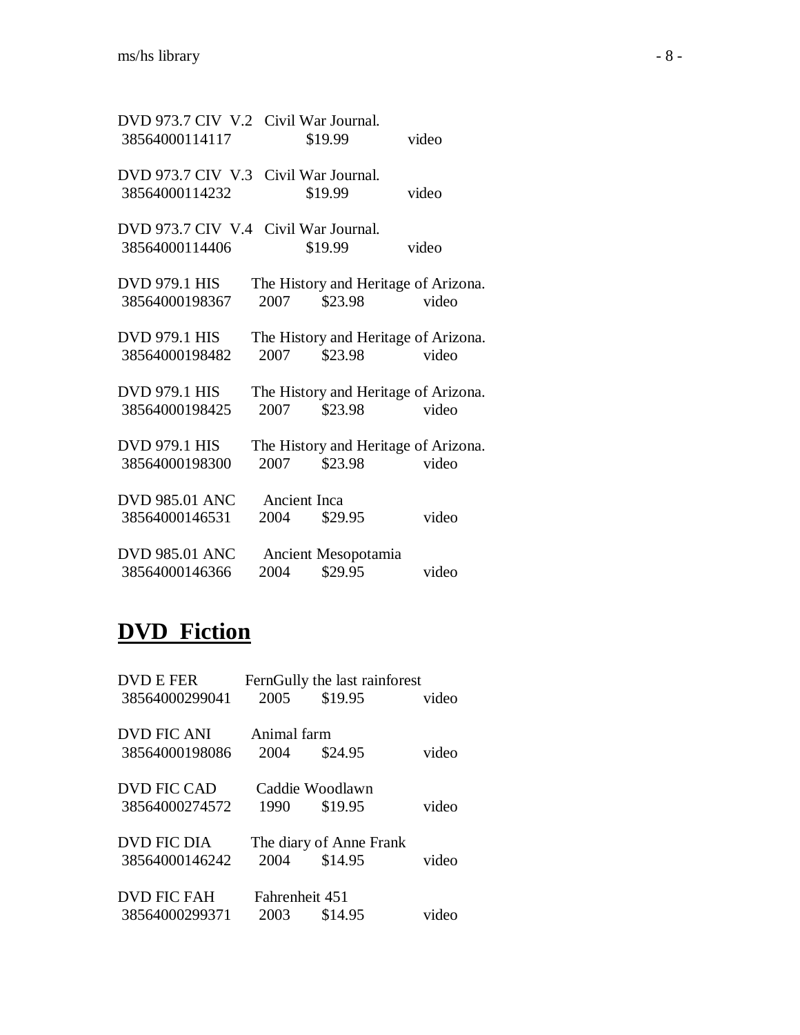DVD 973.7 CIV V.2 Civil War Journal.
38564000114117 $19.99 video

DVD 973.7 CIV V.3 Civil War Journal.
38564000114232 $19.99 video

DVD 973.7 CIV V.4 Civil War Journal.
38564000114406 $19.99 video

DVD 979.1 HIS The History and Heritage of Arizona.
38564000198367 2007 $23.98 video

DVD 979.1 HIS The History and Heritage of Arizona.
38564000198482 2007 $23.98 video

DVD 979.1 HIS The History and Heritage of Arizona.
38564000198425 2007 $23.98 video

DVD 979.1 HIS The History and Heritage of Arizona.
38564000198300 2007 $23.98 video

DVD 985.01 ANC Ancient Inca
38564000146531 2004 $29.95 video

DVD 985.01 ANC Ancient Mesopotamia
38564000146366 2004 $29.95 video

# DVD Fiction

DVD E FER FernGully the last rainforest
38564000299041 2005 $19.95 video

DVD FIC ANI Animal farm
38564000198086 2004 $24.95 video

DVD FIC CAD Caddie Woodlawn
38564000274572 1990 $19.95 video

DVD FIC DIA The diary of Anne Frank
38564000146242 2004 $14.95 video

DVD FIC FAH Fahrenheit 451
38564000299371 2003 $14.95 video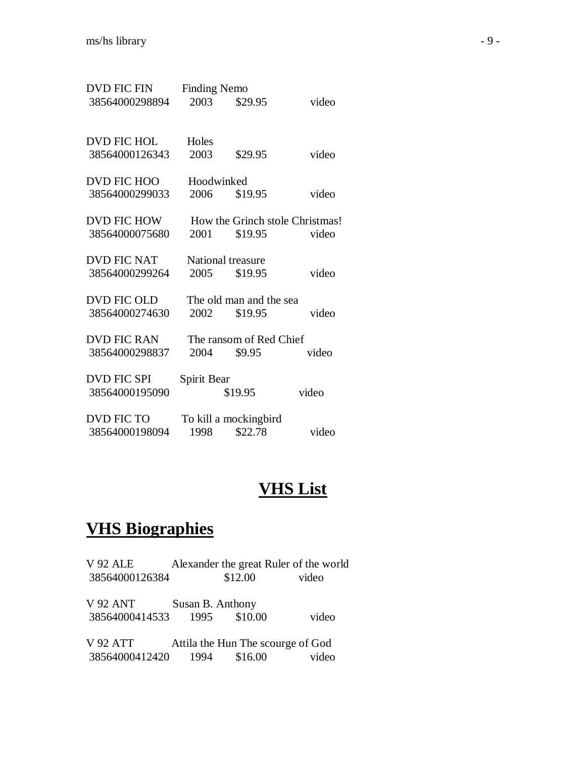DVD FIC FIN Finding Nemo
38564000298894 2003 $29.95 video

DVD FIC HOL Holes
38564000126343 2003 $29.95 video

DVD FIC HOO Hoodwinked
38564000299033 2006 $19.95 video

DVD FIC HOW How the Grinch stole Christmas!
38564000075680 2001 $19.95 video

DVD FIC NAT National treasure
38564000299264 2005 $19.95 video

DVD FIC OLD The old man and the sea
38564000274630 2002 $19.95 video

DVD FIC RAN The ransom of Red Chief
38564000298837 2004 $9.95 video

DVD FIC SPI Spirit Bear
38564000195090 $19.95 video

DVD FIC TO To kill a mockingbird
38564000198094 1998 $22.78 video

# VHS List

## VHS Biographies

V 92 ALE Alexander the great Ruler of the world
38564000126384 $12.00 video

V 92 ANT Susan B. Anthony
38564000414533 1995 $10.00 video

V 92 ATT Attila the Hun The scourge of God
38564000412420 1994 $16.00 video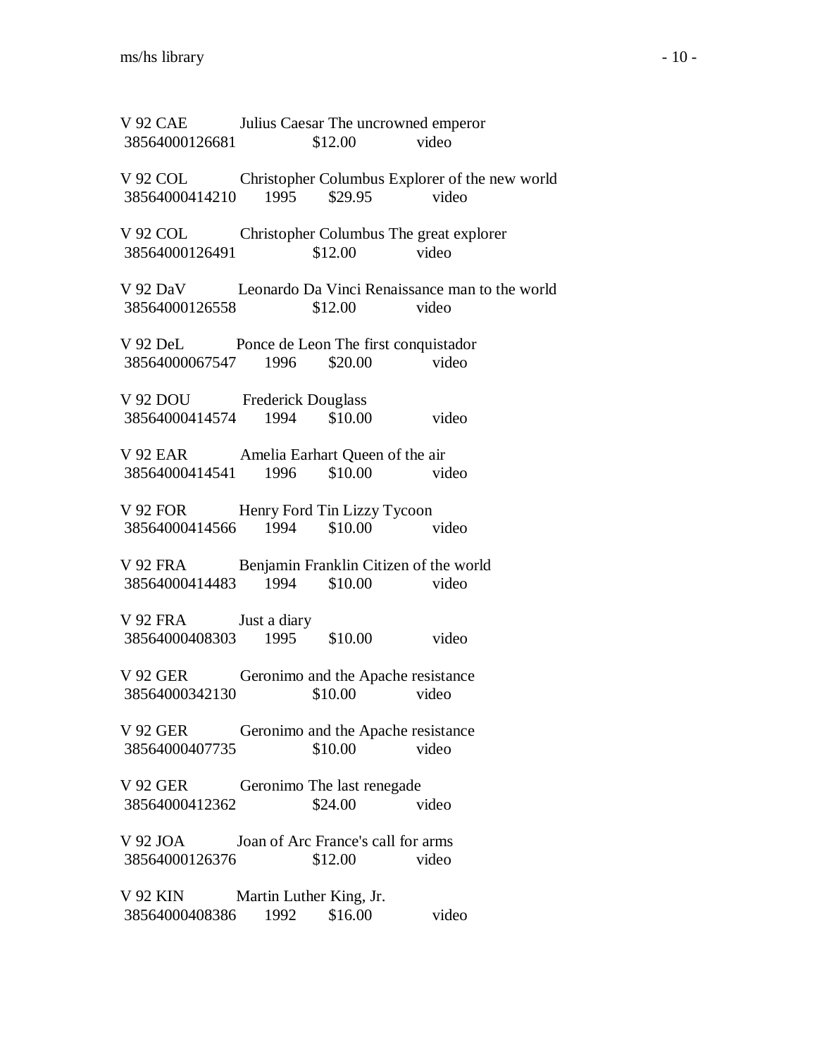V 92 CAE Julius Caesar The uncrowned emperor
38564000126681 $12.00 video

V 92 COL Christopher Columbus Explorer of the new world
38564000414210 1995 $29.95 video

V 92 COL Christopher Columbus The great explorer
38564000126491 $12.00 video

V 92 DaV Leonardo Da Vinci Renaissance man to the world
38564000126558 $12.00 video

V 92 DeL Ponce de Leon The first conquistador
38564000067547 1996 $20.00 video

V 92 DOU Frederick Douglass
38564000414574 1994 $10.00 video

V 92 EAR Amelia Earhart Queen of the air
38564000414541 1996 $10.00 video

V 92 FOR Henry Ford Tin Lizzy Tycoon
38564000414566 1994 $10.00 video

V 92 FRA Benjamin Franklin Citizen of the world
38564000414483 1994 $10.00 video

V 92 FRA Just a diary
38564000408303 1995 $10.00 video

V 92 GER Geronimo and the Apache resistance
38564000342130 $10.00 video

V 92 GER Geronimo and the Apache resistance
38564000407735 $10.00 video

V 92 GER Geronimo The last renegade
38564000412362 $24.00 video

V 92 JOA Joan of Arc France's call for arms
38564000126376 $12.00 video

V 92 KIN Martin Luther King, Jr.
38564000408386 1992 $16.00 video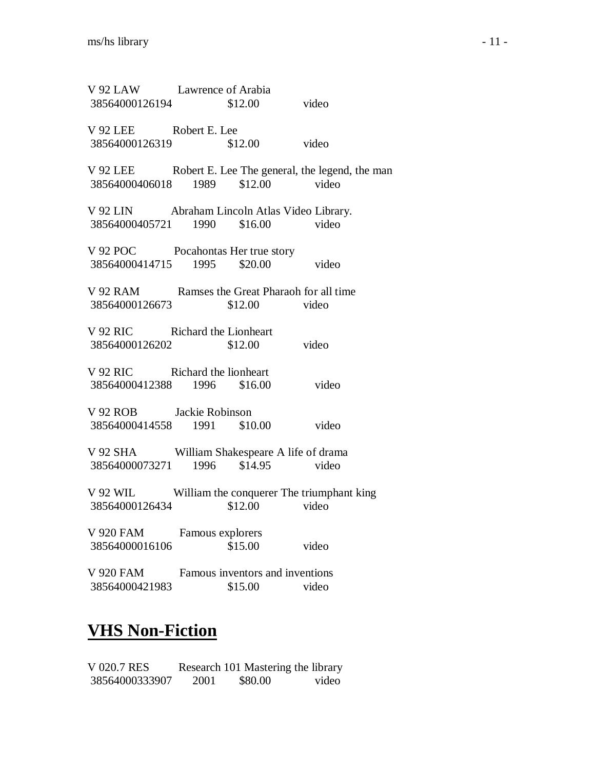V 92 LAW Lawrence of Arabia
38564000126194 $12.00 video

V 92 LEE Robert E. Lee
38564000126319 $12.00 video

V 92 LEE Robert E. Lee The general, the legend, the man
38564000406018 1989 $12.00 video

V 92 LIN Abraham Lincoln Atlas Video Library.
38564000405721 1990 $16.00 video

V 92 POC Pocahontas Her true story
38564000414715 1995 $20.00 video

V 92 RAM Ramses the Great Pharaoh for all time
38564000126673 $12.00 video

V 92 RIC Richard the Lionheart
38564000126202 $12.00 video

V 92 RIC Richard the lionheart
38564000412388 1996 $16.00 video

V 92 ROB Jackie Robinson
38564000414558 1991 $10.00 video

V 92 SHA William Shakespeare A life of drama
38564000073271 1996 $14.95 video

V 92 WIL William the conquerer The triumphant king
38564000126434 $12.00 video

V 920 FAM Famous explorers
38564000016106 $15.00 video

V 920 FAM Famous inventors and inventions
38564000421983 $15.00 video

## VHS Non-Fiction

V 020.7 RES Research 101 Mastering the library
38564000333907 2001 $80.00 video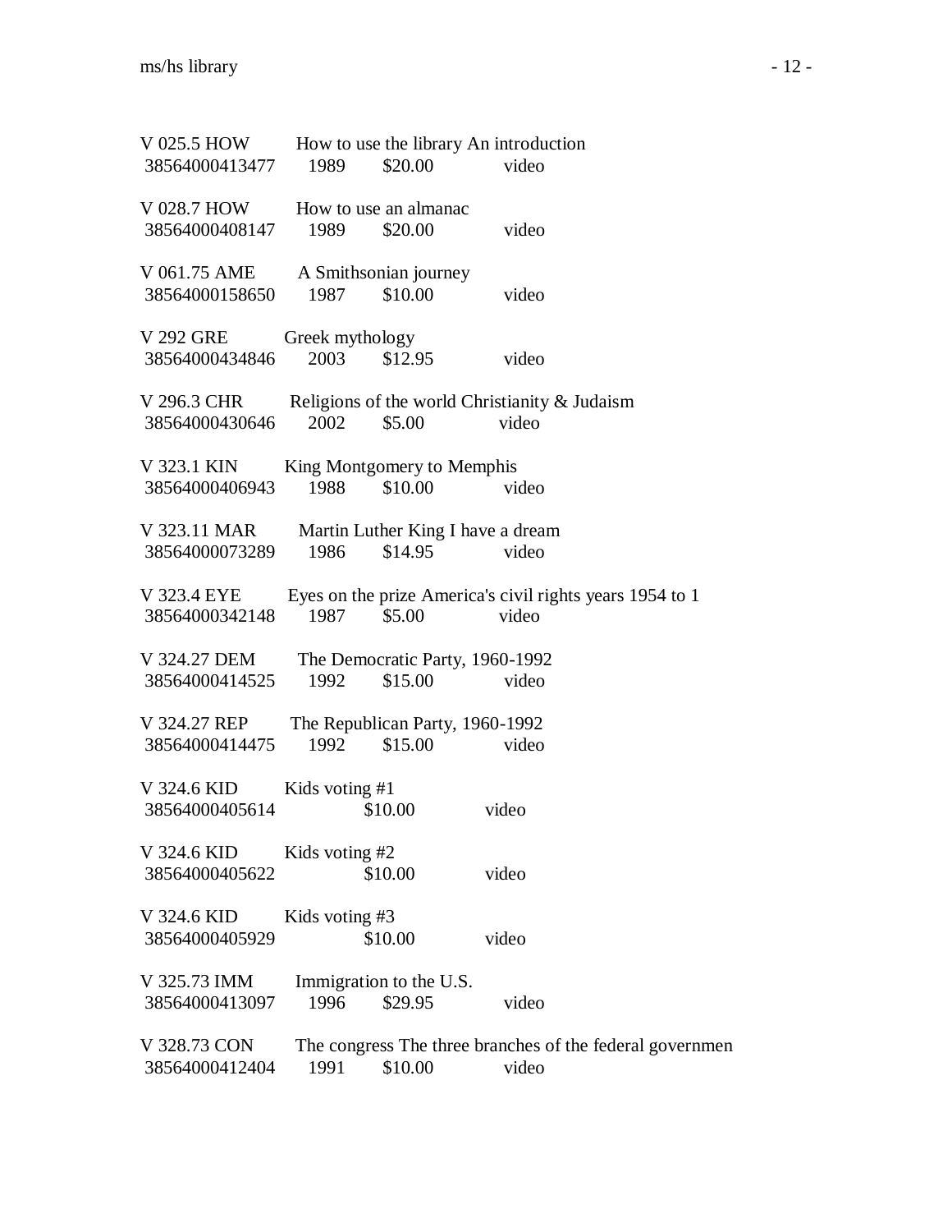V 025.5 HOW How to use the library An introduction
38564000413477 1989 $20.00 video

V 028.7 HOW How to use an almanac
38564000408147 1989 $20.00 video

V 061.75 AME A Smithsonian journey
38564000158650 1987 $10.00 video

V 292 GRE Greek mythology
38564000434846 2003 $12.95 video

V 296.3 CHR Religions of the world Christianity & Judaism
38564000430646 2002 $5.00 video

V 323.1 KIN King Montgomery to Memphis
38564000406943 1988 $10.00 video

V 323.11 MAR Martin Luther King I have a dream
38564000073289 1986 $14.95 video

V 323.4 EYE Eyes on the prize America's civil rights years 1954 to 1
38564000342148 1987 $5.00 video

V 324.27 DEM The Democratic Party, 1960-1992
38564000414525 1992 $15.00 video

V 324.27 REP The Republican Party, 1960-1992
38564000414475 1992 $15.00 video

V 324.6 KID Kids voting #1
38564000405614 $10.00 video

V 324.6 KID Kids voting #2
38564000405622 $10.00 video

V 324.6 KID Kids voting #3
38564000405929 $10.00 video

V 325.73 IMM Immigration to the U.S.
38564000413097 1996 $29.95 video

V 328.73 CON The congress The three branches of the federal governmen
38564000412404 1991 $10.00 video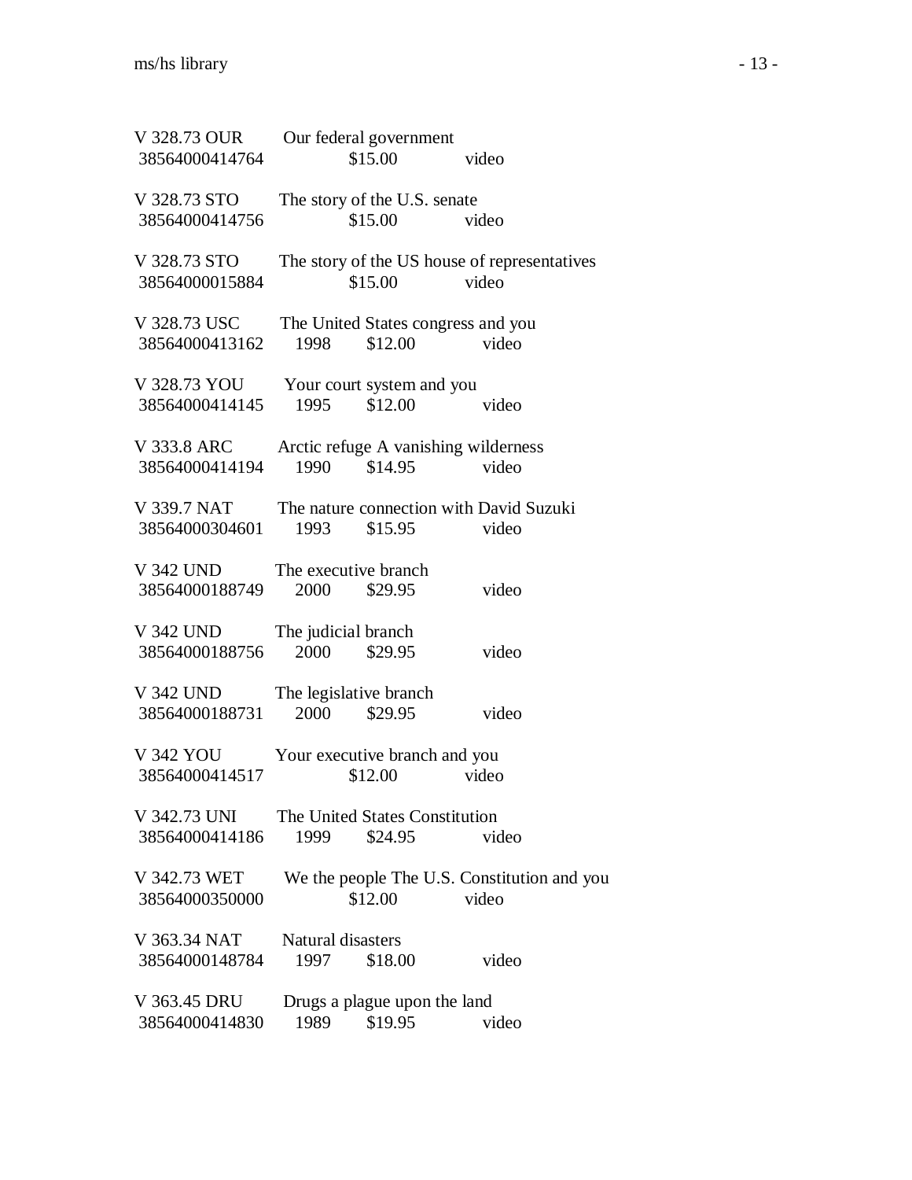V 328.73 OUR Our federal government
38564000414764 $15.00 video

V 328.73 STO The story of the U.S. senate
38564000414756 $15.00 video

V 328.73 STO The story of the US house of representatives
38564000015884 $15.00 video

V 328.73 USC The United States congress and you
38564000413162 1998 $12.00 video

V 328.73 YOU Your court system and you
38564000414145 1995 $12.00 video

V 333.8 ARC Arctic refuge A vanishing wilderness
38564000414194 1990 $14.95 video

V 339.7 NAT The nature connection with David Suzuki
38564000304601 1993 $15.95 video

V 342 UND The executive branch
38564000188749 2000 $29.95 video

V 342 UND The judicial branch
38564000188756 2000 $29.95 video

V 342 UND The legislative branch
38564000188731 2000 $29.95 video

V 342 YOU Your executive branch and you
38564000414517 $12.00 video

V 342.73 UNI The United States Constitution
38564000414186 1999 $24.95 video

V 342.73 WET We the people The U.S. Constitution and you
38564000350000 $12.00 video

V 363.34 NAT Natural disasters
38564000148784 1997 $18.00 video

V 363.45 DRU Drugs a plague upon the land
38564000414830 1989 $19.95 video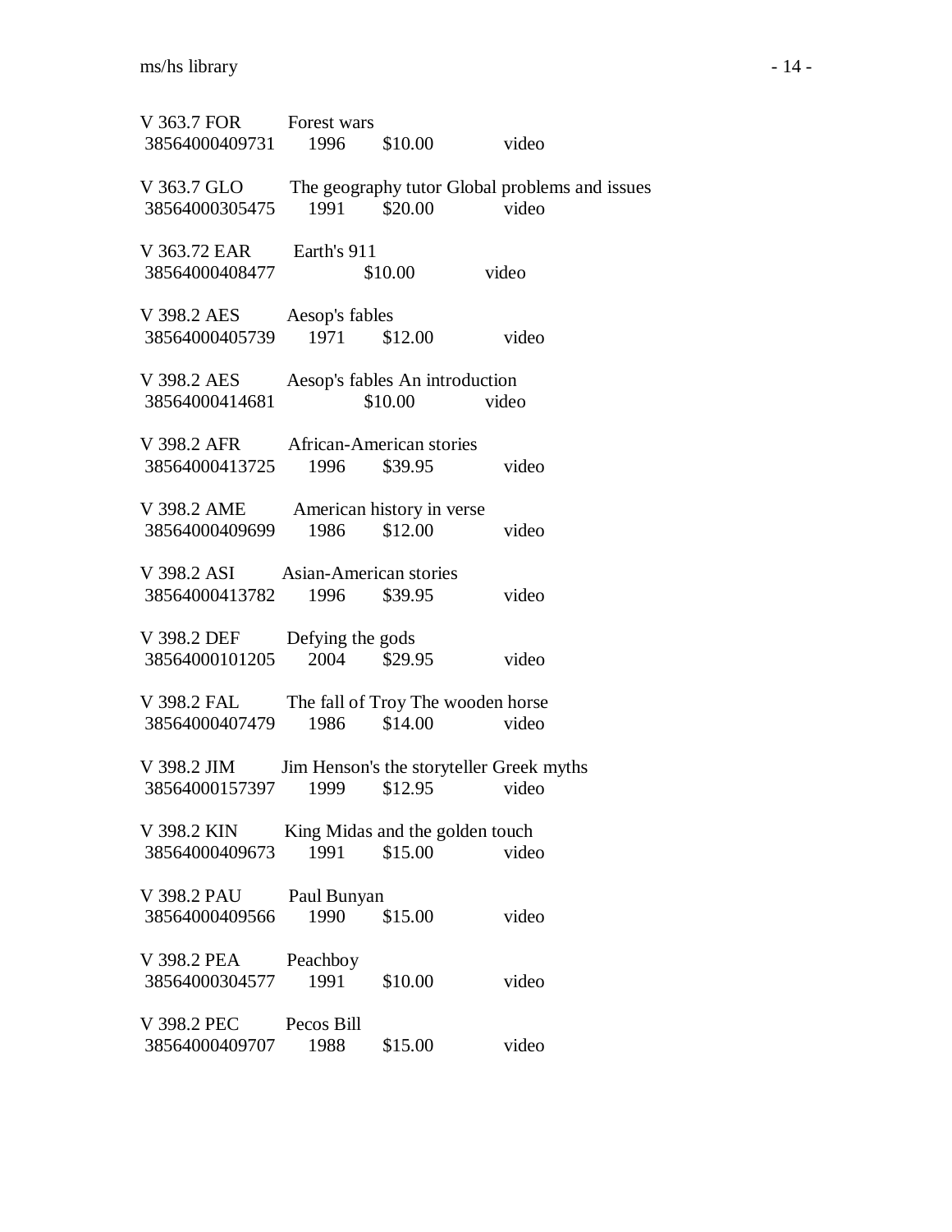V 363.7 FOR Forest wars
38564000409731 1996 $10.00 video

V 363.7 GLO The geography tutor Global problems and issues
38564000305475 1991 $20.00 video

V 363.72 EAR Earth's 911
38564000408477 $10.00 video

V 398.2 AES Aesop's fables
38564000405739 1971 $12.00 video

V 398.2 AES Aesop's fables An introduction
38564000414681 $10.00 video

V 398.2 AFR African-American stories
38564000413725 1996 $39.95 video

V 398.2 AME American history in verse
38564000409699 1986 $12.00 video

V 398.2 ASI Asian-American stories
38564000413782 1996 $39.95 video

V 398.2 DEF Defying the gods
38564000101205 2004 $29.95 video

V 398.2 FAL The fall of Troy The wooden horse
38564000407479 1986 $14.00 video

V 398.2 JIM Jim Henson's the storyteller Greek myths
38564000157397 1999 $12.95 video

V 398.2 KIN King Midas and the golden touch
38564000409673 1991 $15.00 video

V 398.2 PAU Paul Bunyan
38564000409566 1990 $15.00 video

V 398.2 PEA Peachboy
38564000304577 1991 $10.00 video

V 398.2 PEC Pecos Bill
38564000409707 1988 $15.00 video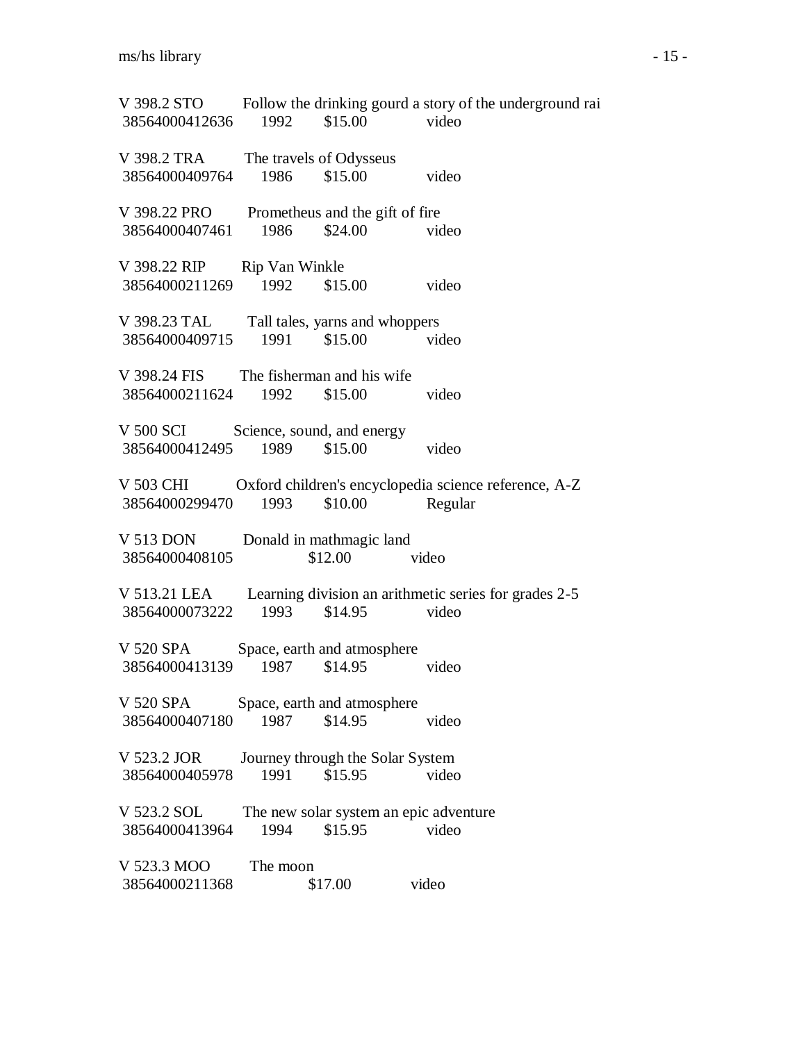V 398.2 STO Follow the drinking gourd a story of the underground rai
38564000412636 1992 $15.00 video

V 398.2 TRA The travels of Odysseus
38564000409764 1986 $15.00 video

V 398.22 PRO Prometheus and the gift of fire
38564000407461 1986 $24.00 video

V 398.22 RIP Rip Van Winkle
38564000211269 1992 $15.00 video

V 398.23 TAL Tall tales, yarns and whoppers
38564000409715 1991 $15.00 video

V 398.24 FIS The fisherman and his wife
38564000211624 1992 $15.00 video

V 500 SCI Science, sound, and energy
38564000412495 1989 $15.00 video

V 503 CHI Oxford children's encyclopedia science reference, A-Z
38564000299470 1993 $10.00 Regular

V 513 DON Donald in mathmagic land
38564000408105 $12.00 video

V 513.21 LEA Learning division an arithmetic series for grades 2-5
38564000073222 1993 $14.95 video

V 520 SPA Space, earth and atmosphere
38564000413139 1987 $14.95 video

V 520 SPA Space, earth and atmosphere
38564000407180 1987 $14.95 video

V 523.2 JOR Journey through the Solar System
38564000405978 1991 $15.95 video

V 523.2 SOL The new solar system an epic adventure
38564000413964 1994 $15.95 video

V 523.3 MOO The moon
38564000211368 $17.00 video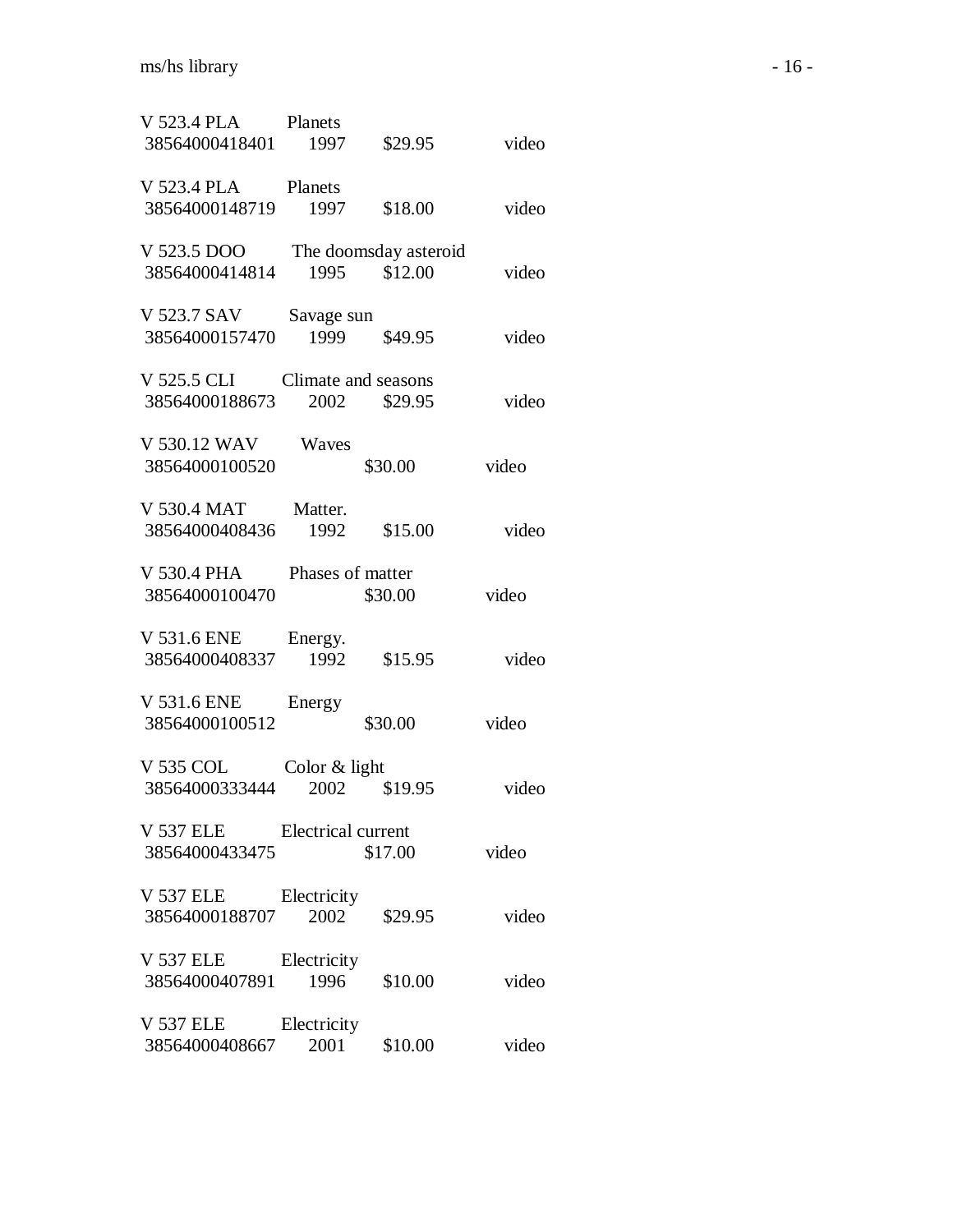V 523.4 PLA Planets
38564000418401 1997 $29.95 video

V 523.4 PLA Planets
38564000148719 1997 $18.00 video

V 523.5 DOO The doomsday asteroid
38564000414814 1995 $12.00 video

V 523.7 SAV Savage sun
38564000157470 1999 $49.95 video

V 525.5 CLI Climate and seasons
38564000188673 2002 $29.95 video

V 530.12 WAV Waves
38564000100520 $30.00 video

V 530.4 MAT Matter.
38564000408436 1992 $15.00 video

V 530.4 PHA Phases of matter
38564000100470 $30.00 video

V 531.6 ENE Energy.
38564000408337 1992 $15.95 video

V 531.6 ENE Energy
38564000100512 $30.00 video

V 535 COL Color & light
38564000333444 2002 $19.95 video

V 537 ELE Electrical current
38564000433475 $17.00 video

V 537 ELE Electricity
38564000188707 2002 $29.95 video

V 537 ELE Electricity
38564000407891 1996 $10.00 video

V 537 ELE Electricity
38564000408667 2001 $10.00 video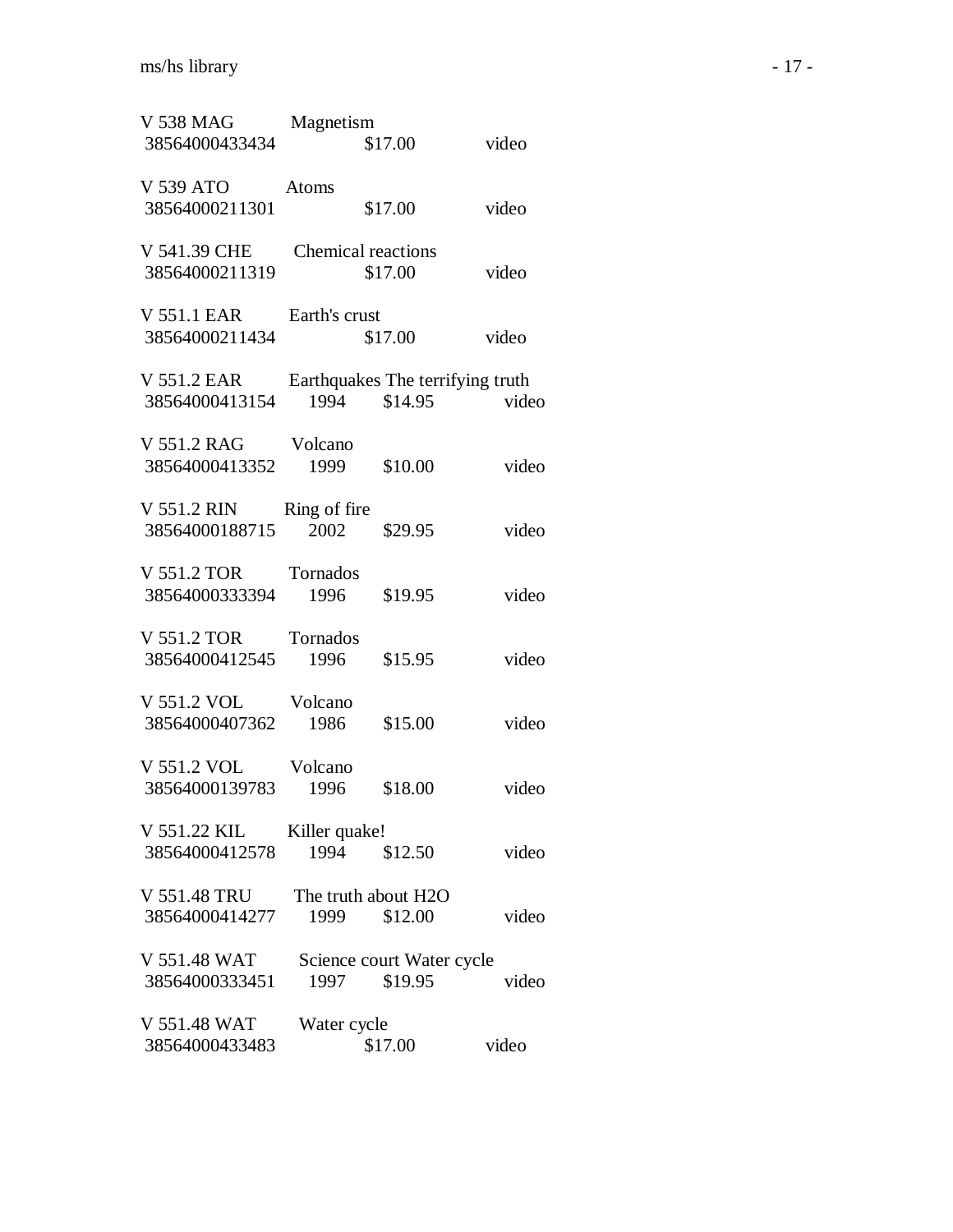V 538 MAG Magnetism
38564000433434 $17.00 video

V 539 ATO Atoms
38564000211301 $17.00 video

V 541.39 CHE Chemical reactions
38564000211319 $17.00 video

V 551.1 EAR Earth's crust
38564000211434 $17.00 video

V 551.2 EAR Earthquakes The terrifying truth
38564000413154 1994 $14.95 video

V 551.2 RAG Volcano
38564000413352 1999 $10.00 video

V 551.2 RIN Ring of fire
38564000188715 2002 $29.95 video

V 551.2 TOR Tornados
38564000333394 1996 $19.95 video

V 551.2 TOR Tornados
38564000412545 1996 $15.95 video

V 551.2 VOL Volcano
38564000407362 1986 $15.00 video

V 551.2 VOL Volcano
38564000139783 1996 $18.00 video

V 551.22 KIL Killer quake!
38564000412578 1994 $12.50 video

V 551.48 TRU The truth about H2O
38564000414277 1999 $12.00 video

V 551.48 WAT Science court Water cycle
38564000333451 1997 $19.95 video

V 551.48 WAT Water cycle
38564000433483 $17.00 video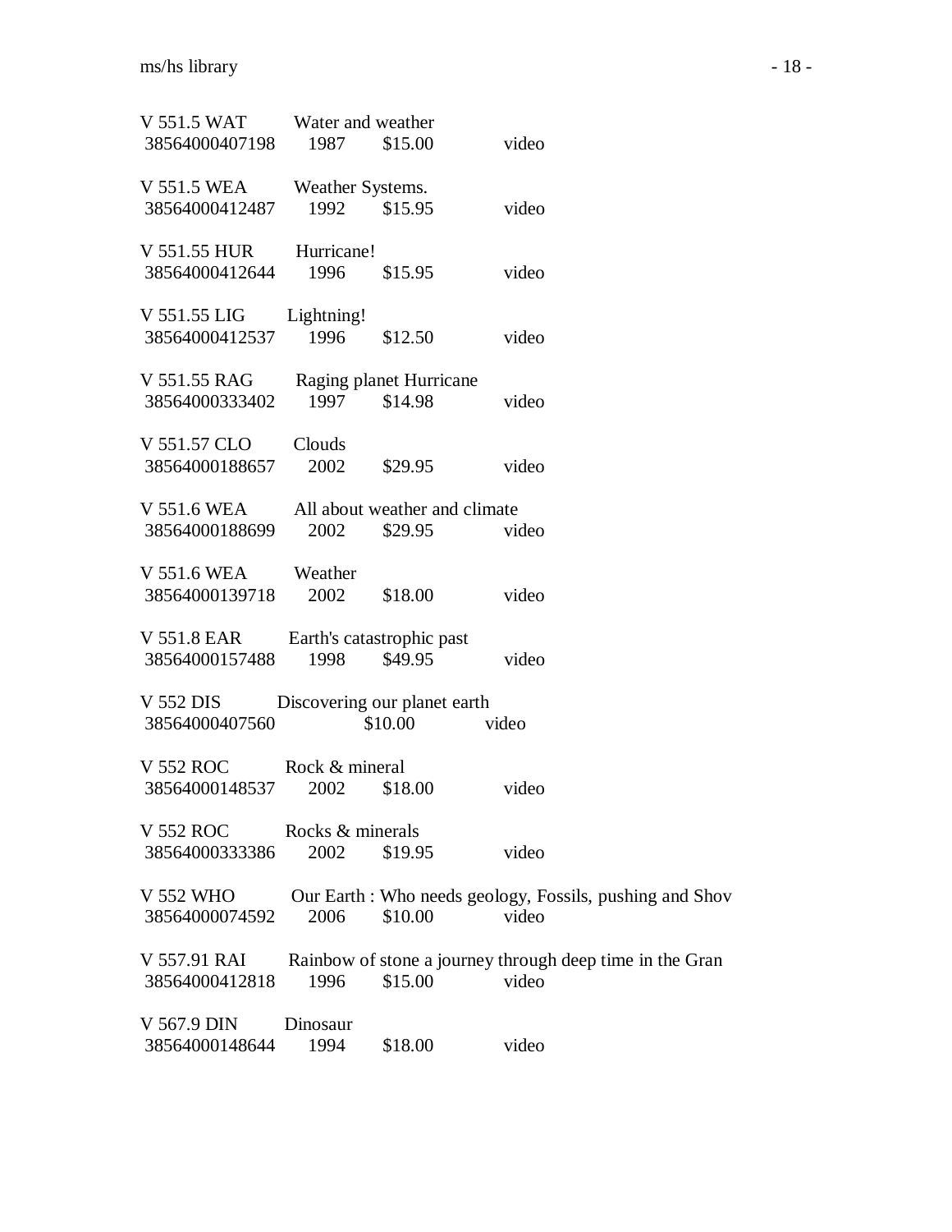V 551.5 WAT Water and weather
38564000407198 1987 $15.00 video

V 551.5 WEA Weather Systems.
38564000412487 1992 $15.95 video

V 551.55 HUR Hurricane!
38564000412644 1996 $15.95 video

V 551.55 LIG Lightning!
38564000412537 1996 $12.50 video

V 551.55 RAG Raging planet Hurricane
38564000333402 1997 $14.98 video

V 551.57 CLO Clouds
38564000188657 2002 $29.95 video

V 551.6 WEA All about weather and climate
38564000188699 2002 $29.95 video

V 551.6 WEA Weather
38564000139718 2002 $18.00 video

V 551.8 EAR Earth's catastrophic past
38564000157488 1998 $49.95 video

V 552 DIS Discovering our planet earth
38564000407560 $10.00 video

V 552 ROC Rock & mineral
38564000148537 2002 $18.00 video

V 552 ROC Rocks & minerals
38564000333386 2002 $19.95 video

V 552 WHO Our Earth : Who needs geology, Fossils, pushing and Shov
38564000074592 2006 $10.00 video

V 557.91 RAI Rainbow of stone a journey through deep time in the Gran
38564000412818 1996 $15.00 video

V 567.9 DIN Dinosaur
38564000148644 1994 $18.00 video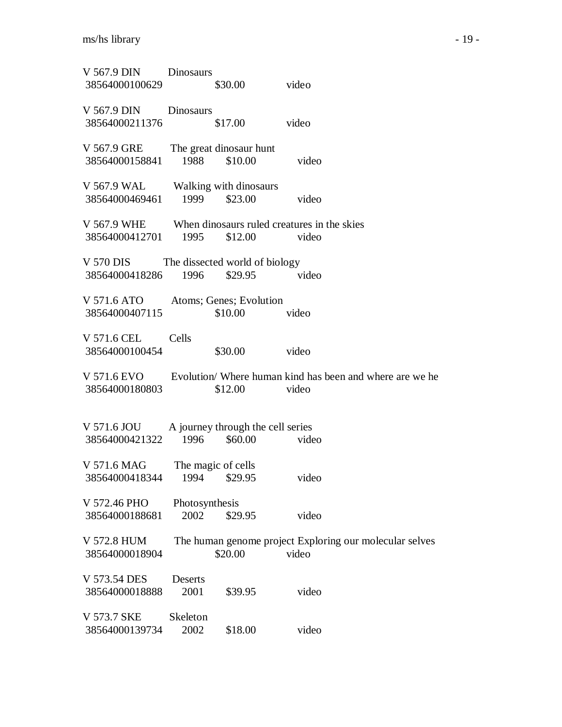V 567.9 DIN Dinosaurs
38564000100629 $30.00 video

V 567.9 DIN Dinosaurs
38564000211376 $17.00 video

V 567.9 GRE The great dinosaur hunt
38564000158841 1988 $10.00 video

V 567.9 WAL Walking with dinosaurs
38564000469461 1999 $23.00 video

V 567.9 WHE When dinosaurs ruled creatures in the skies
38564000412701 1995 $12.00 video

V 570 DIS The dissected world of biology
38564000418286 1996 $29.95 video

V 571.6 ATO Atoms; Genes; Evolution
38564000407115 $10.00 video

V 571.6 CEL Cells
38564000100454 $30.00 video

V 571.6 EVO Evolution/ Where human kind has been and where are we he
38564000180803 $12.00 video

V 571.6 JOU A journey through the cell series
38564000421322 1996 $60.00 video

V 571.6 MAG The magic of cells
38564000418344 1994 $29.95 video

V 572.46 PHO Photosynthesis
38564000188681 2002 $29.95 video

V 572.8 HUM The human genome project Exploring our molecular selves
38564000018904 $20.00 video

V 573.54 DES Deserts
38564000018888 2001 $39.95 video

V 573.7 SKE Skeleton
38564000139734 2002 $18.00 video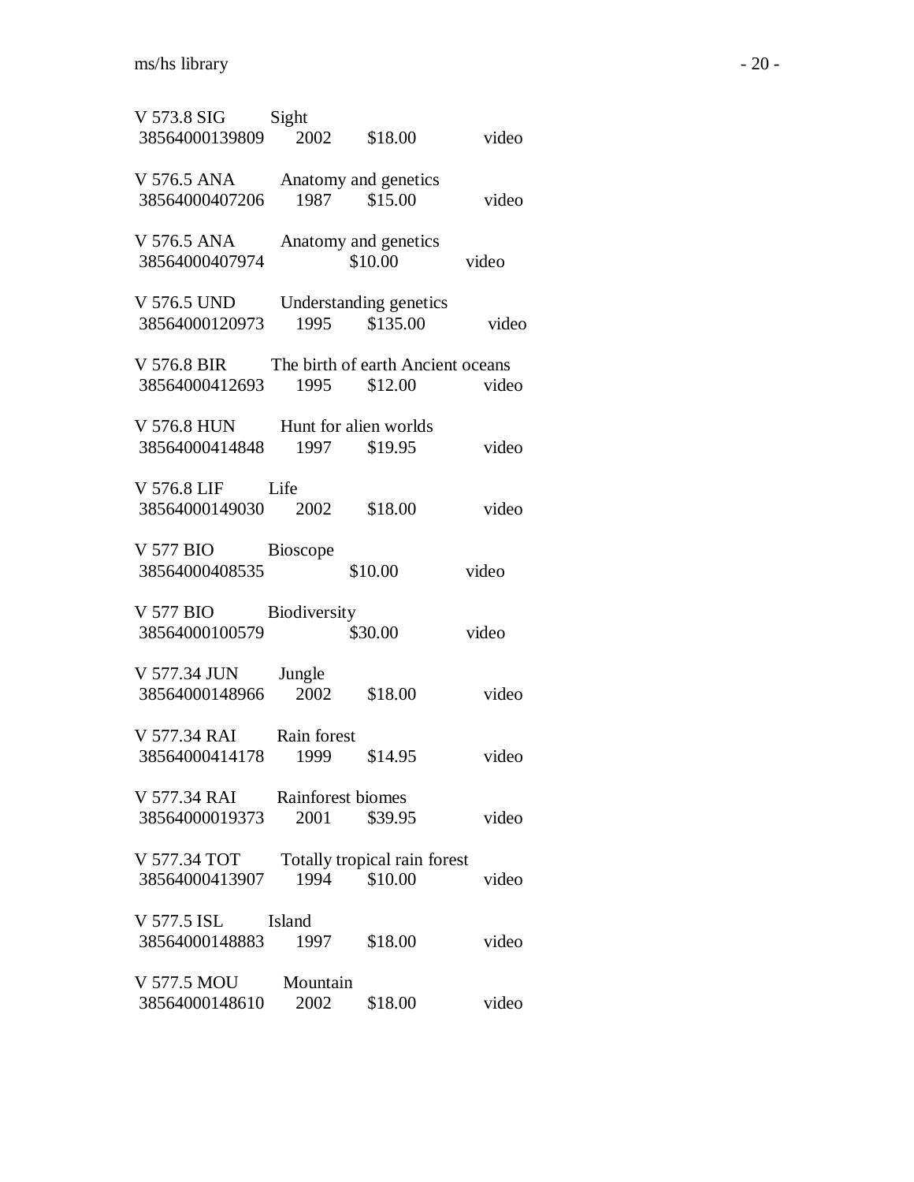V 573.8 SIG Sight
38564000139809 2002 $18.00 video

V 576.5 ANA Anatomy and genetics
38564000407206 1987 $15.00 video

V 576.5 ANA Anatomy and genetics
38564000407974 $10.00 video

V 576.5 UND Understanding genetics
38564000120973 1995 $135.00 video

V 576.8 BIR The birth of earth Ancient oceans
38564000412693 1995 $12.00 video

V 576.8 HUN Hunt for alien worlds
38564000414848 1997 $19.95 video

V 576.8 LIF Life
38564000149030 2002 $18.00 video

V 577 BIO Bioscope
38564000408535 $10.00 video

V 577 BIO Biodiversity
38564000100579 $30.00 video

V 577.34 JUN Jungle
38564000148966 2002 $18.00 video

V 577.34 RAI Rain forest
38564000414178 1999 $14.95 video

V 577.34 RAI Rainforest biomes
38564000019373 2001 $39.95 video

V 577.34 TOT Totally tropical rain forest
38564000413907 1994 $10.00 video

V 577.5 ISL Island
38564000148883 1997 $18.00 video

V 577.5 MOU Mountain
38564000148610 2002 $18.00 video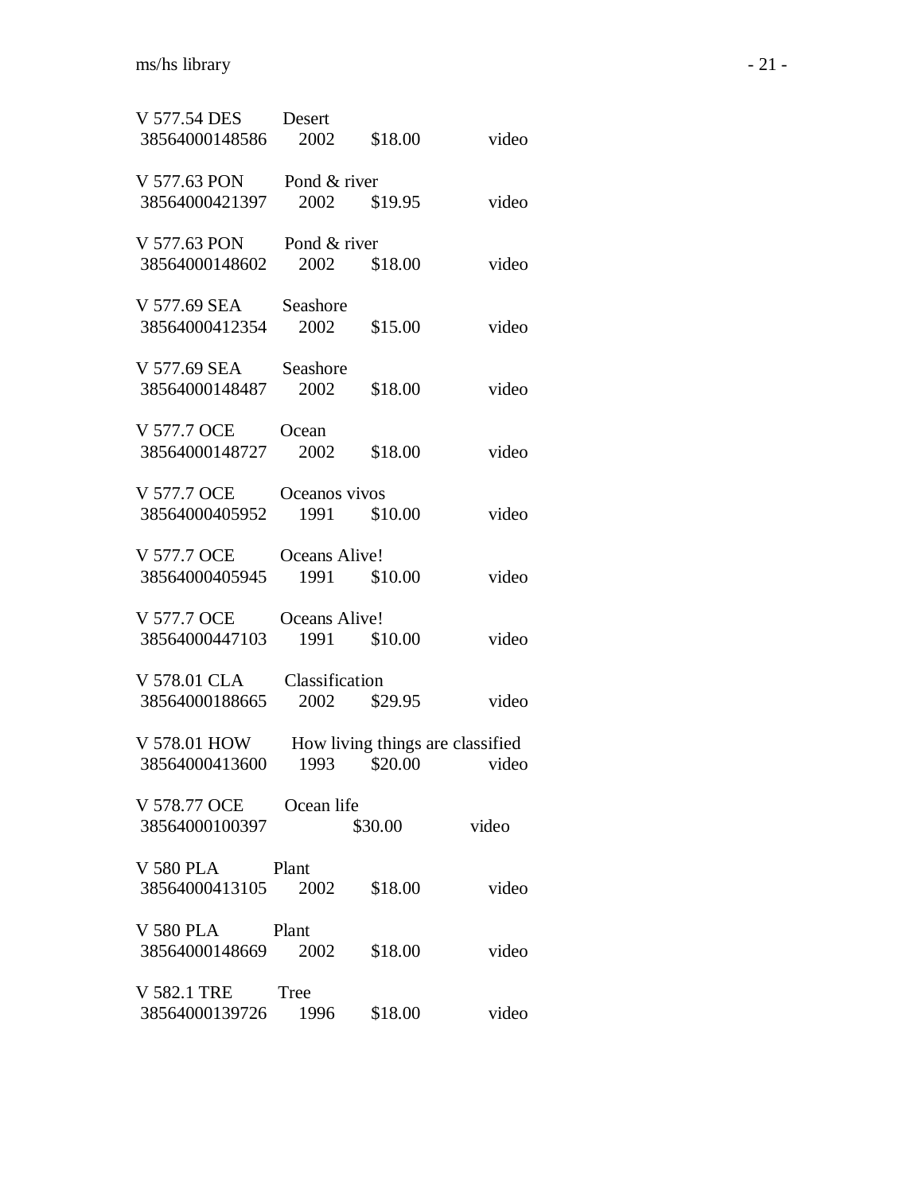V 577.54 DES Desert
38564000148586 2002 $18.00 video

V 577.63 PON Pond & river
38564000421397 2002 $19.95 video

V 577.63 PON Pond & river
38564000148602 2002 $18.00 video

V 577.69 SEA Seashore
38564000412354 2002 $15.00 video

V 577.69 SEA Seashore
38564000148487 2002 $18.00 video

V 577.7 OCE Ocean
38564000148727 2002 $18.00 video

V 577.7 OCE Oceanos vivos
38564000405952 1991 $10.00 video

V 577.7 OCE Oceans Alive!
38564000405945 1991 $10.00 video

V 577.7 OCE Oceans Alive!
38564000447103 1991 $10.00 video

V 578.01 CLA Classification
38564000188665 2002 $29.95 video

V 578.01 HOW How living things are classified
38564000413600 1993 $20.00 video

V 578.77 OCE Ocean life
38564000100397 $30.00 video

V 580 PLA Plant
38564000413105 2002 $18.00 video

V 580 PLA Plant
38564000148669 2002 $18.00 video

V 582.1 TRE Tree
38564000139726 1996 $18.00 video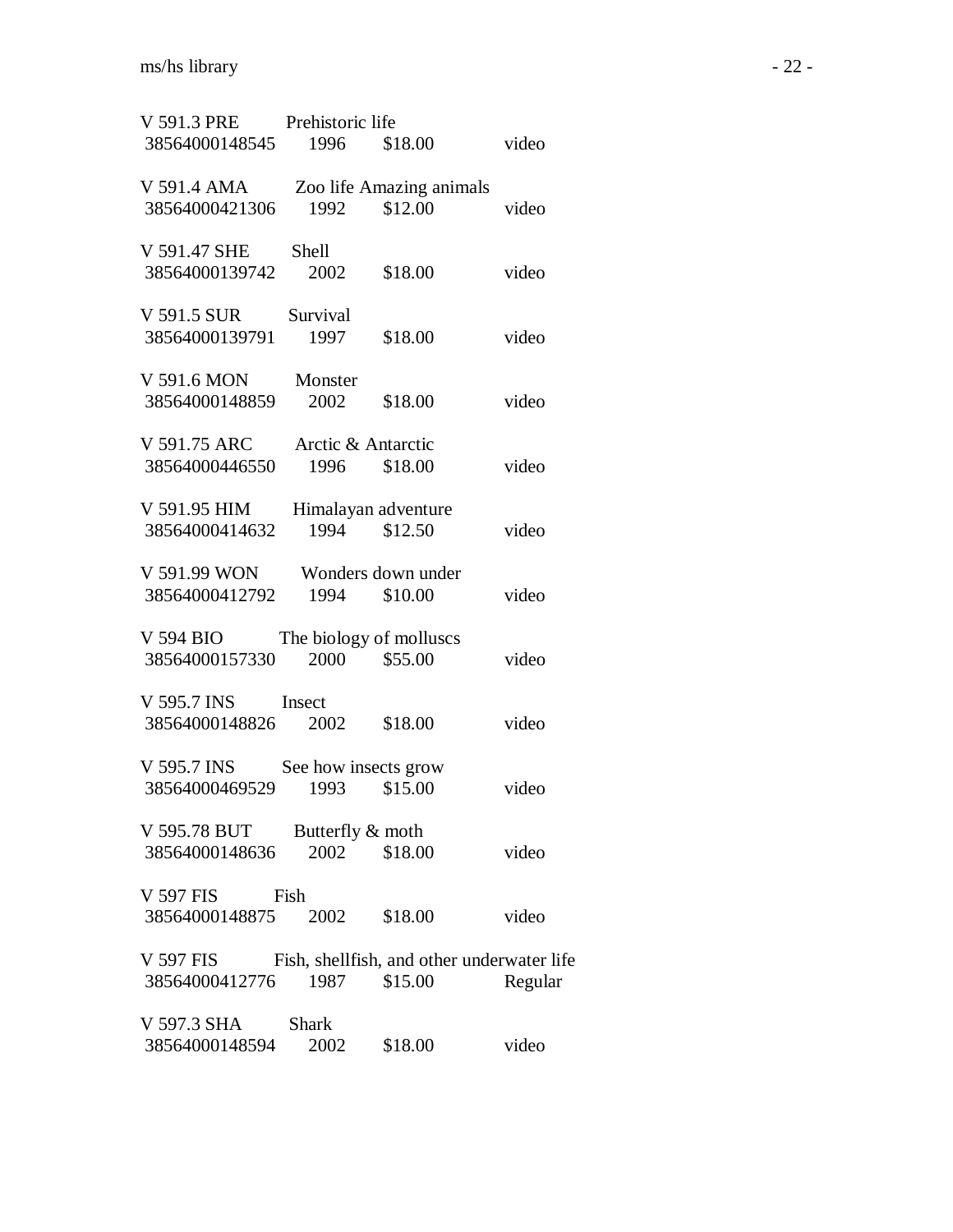V 591.3 PRE Prehistoric life
38564000148545 1996 $18.00 video

V 591.4 AMA Zoo life Amazing animals
38564000421306 1992 $12.00 video

V 591.47 SHE Shell
38564000139742 2002 $18.00 video

V 591.5 SUR Survival
38564000139791 1997 $18.00 video

V 591.6 MON Monster
38564000148859 2002 $18.00 video

V 591.75 ARC Arctic & Antarctic
38564000446550 1996 $18.00 video

V 591.95 HIM Himalayan adventure
38564000414632 1994 $12.50 video

V 591.99 WON Wonders down under
38564000412792 1994 $10.00 video

V 594 BIO The biology of molluscs
38564000157330 2000 $55.00 video

V 595.7 INS Insect
38564000148826 2002 $18.00 video

V 595.7 INS See how insects grow
38564000469529 1993 $15.00 video

V 595.78 BUT Butterfly & moth
38564000148636 2002 $18.00 video

V 597 FIS Fish
38564000148875 2002 $18.00 video

V 597 FIS Fish, shellfish, and other underwater life
38564000412776 1987 $15.00 Regular

V 597.3 SHA Shark
38564000148594 2002 $18.00 video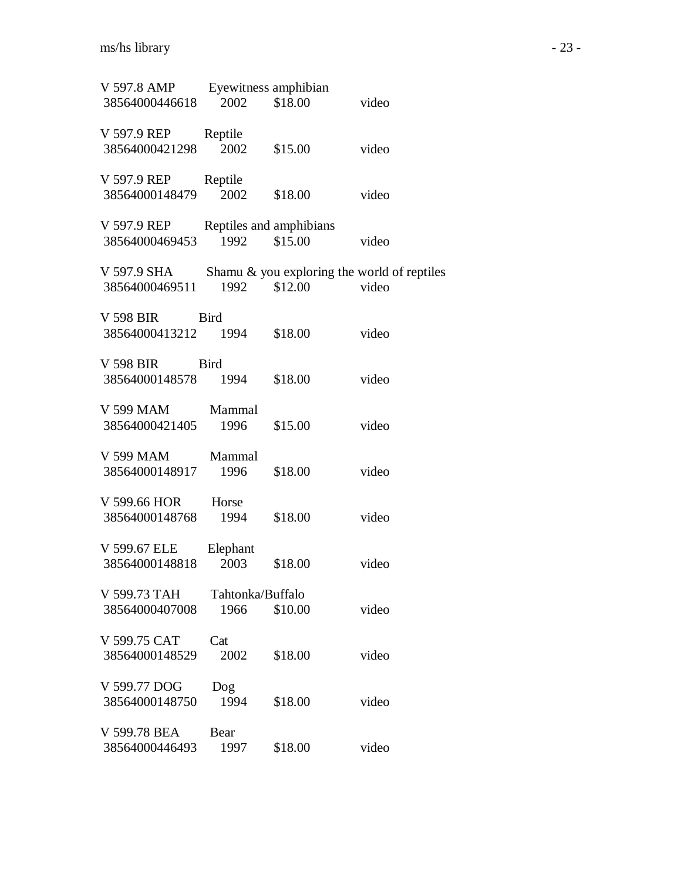V 597.8 AMP Eyewitness amphibian
38564000446618 2002 $18.00 video

V 597.9 REP Reptile
38564000421298 2002 $15.00 video

V 597.9 REP Reptile
38564000148479 2002 $18.00 video

V 597.9 REP Reptiles and amphibians
38564000469453 1992 $15.00 video

V 597.9 SHA Shamu & you exploring the world of reptiles
38564000469511 1992 $12.00 video

V 598 BIR Bird
38564000413212 1994 $18.00 video

V 598 BIR Bird
38564000148578 1994 $18.00 video

V 599 MAM Mammal
38564000421405 1996 $15.00 video

V 599 MAM Mammal
38564000148917 1996 $18.00 video

V 599.66 HOR Horse
38564000148768 1994 $18.00 video

V 599.67 ELE Elephant
38564000148818 2003 $18.00 video

V 599.73 TAH Tahtonka/Buffalo
38564000407008 1966 $10.00 video

V 599.75 CAT Cat
38564000148529 2002 $18.00 video

V 599.77 DOG Dog
38564000148750 1994 $18.00 video

V 599.78 BEA Bear
38564000446493 1997 $18.00 video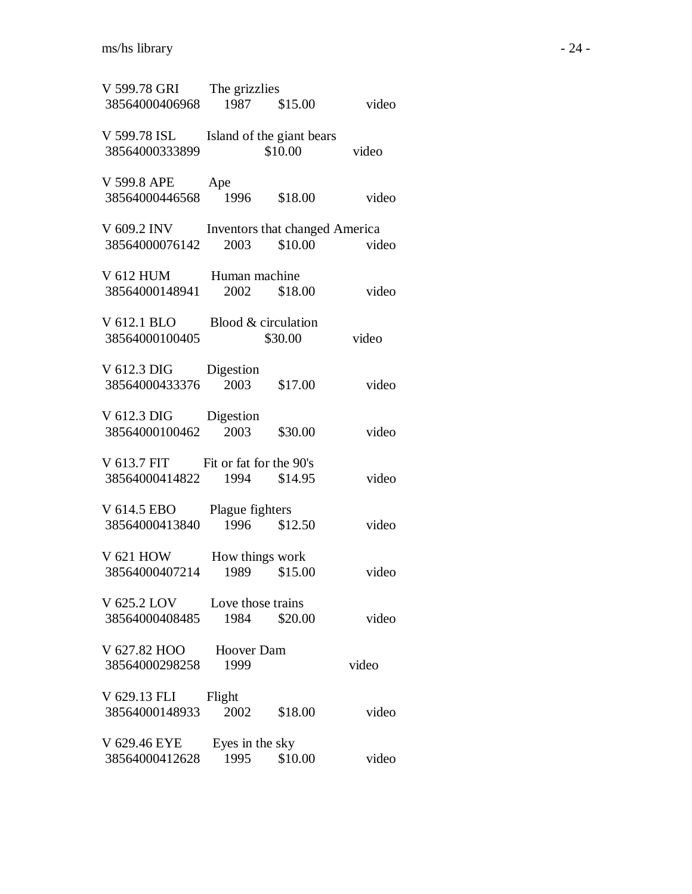V 599.78 GRI The grizzlies
38564000406968 1987 $15.00 video

V 599.78 ISL Island of the giant bears
38564000333899 $10.00 video

V 599.8 APE Ape
38564000446568 1996 $18.00 video

V 609.2 INV Inventors that changed America
38564000076142 2003 $10.00 video

V 612 HUM Human machine
38564000148941 2002 $18.00 video

V 612.1 BLO Blood & circulation
38564000100405 $30.00 video

V 612.3 DIG Digestion
38564000433376 2003 $17.00 video

V 612.3 DIG Digestion
38564000100462 2003 $30.00 video

V 613.7 FIT Fit or fat for the 90's
38564000414822 1994 $14.95 video

V 614.5 EBO Plague fighters
38564000413840 1996 $12.50 video

V 621 HOW How things work
38564000407214 1989 $15.00 video

V 625.2 LOV Love those trains
38564000408485 1984 $20.00 video

V 627.82 HOO Hoover Dam
38564000298258 1999 video

V 629.13 FLI Flight
38564000148933 2002 $18.00 video

V 629.46 EYE Eyes in the sky
38564000412628 1995 $10.00 video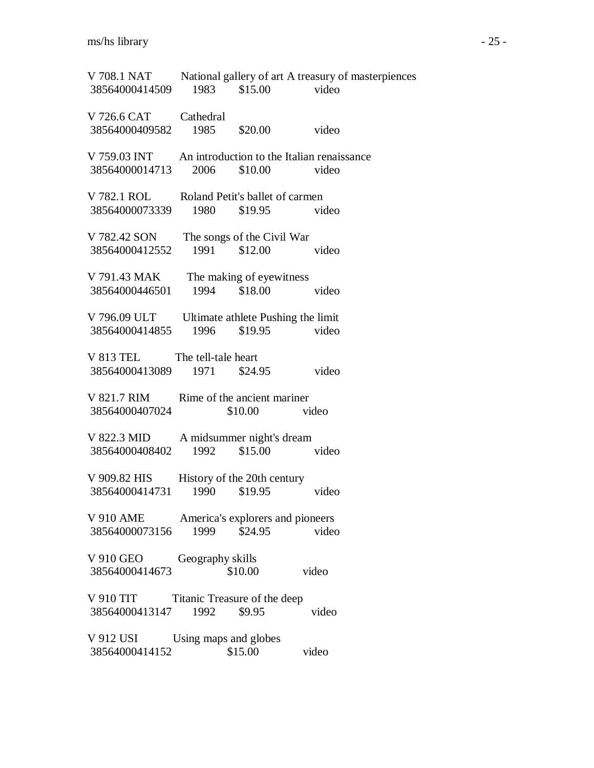V 708.1 NAT National gallery of art A treasury of masterpiences
38564000414509 1983 $15.00 video

V 726.6 CAT Cathedral
38564000409582 1985 $20.00 video

V 759.03 INT An introduction to the Italian renaissance
38564000014713 2006 $10.00 video

V 782.1 ROL Roland Petit's ballet of carmen
38564000073339 1980 $19.95 video

V 782.42 SON The songs of the Civil War
38564000412552 1991 $12.00 video

V 791.43 MAK The making of eyewitness
38564000446501 1994 $18.00 video

V 796.09 ULT Ultimate athlete Pushing the limit
38564000414855 1996 $19.95 video

V 813 TEL The tell-tale heart
38564000413089 1971 $24.95 video

V 821.7 RIM Rime of the ancient mariner
38564000407024 $10.00 video

V 822.3 MID A midsummer night's dream
38564000408402 1992 $15.00 video

V 909.82 HIS History of the 20th century
38564000414731 1990 $19.95 video

V 910 AME America's explorers and pioneers
38564000073156 1999 $24.95 video

V 910 GEO Geography skills
38564000414673 $10.00 video

V 910 TIT Titanic Treasure of the deep
38564000413147 1992 $9.95 video

V 912 USI Using maps and globes
38564000414152 $15.00 video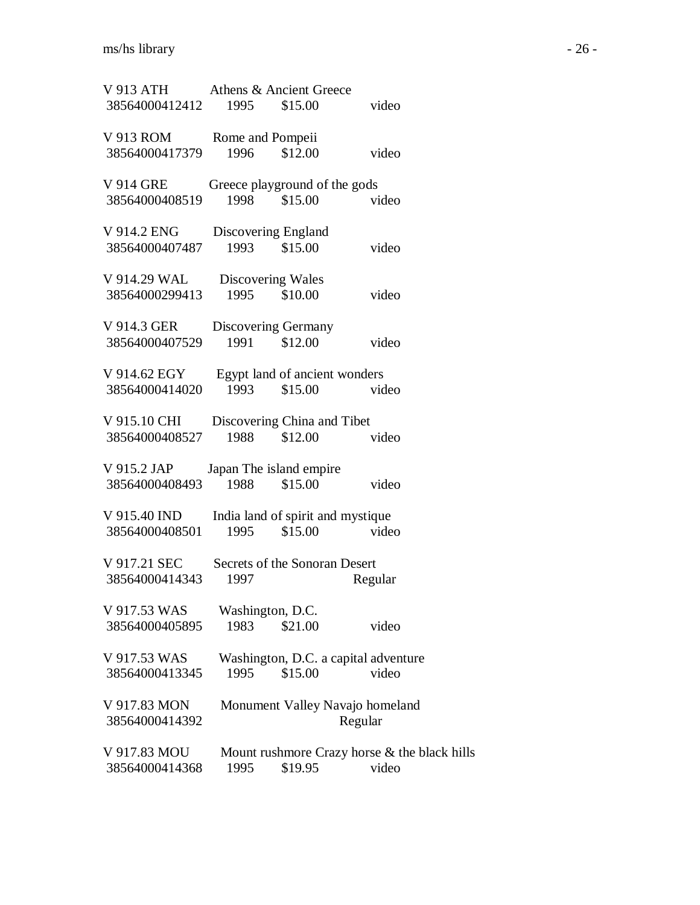V 913 ATH Athens & Ancient Greece
38564000412412 1995 $15.00 video

V 913 ROM Rome and Pompeii
38564000417379 1996 $12.00 video

V 914 GRE Greece playground of the gods
38564000408519 1998 $15.00 video

V 914.2 ENG Discovering England
38564000407487 1993 $15.00 video

V 914.29 WAL Discovering Wales
38564000299413 1995 $10.00 video

V 914.3 GER Discovering Germany
38564000407529 1991 $12.00 video

V 914.62 EGY Egypt land of ancient wonders
38564000414020 1993 $15.00 video

V 915.10 CHI Discovering China and Tibet
38564000408527 1988 $12.00 video

V 915.2 JAP Japan The island empire
38564000408493 1988 $15.00 video

V 915.40 IND India land of spirit and mystique
38564000408501 1995 $15.00 video

V 917.21 SEC Secrets of the Sonoran Desert
38564000414343 1997 Regular

V 917.53 WAS Washington, D.C.
38564000405895 1983 $21.00 video

V 917.53 WAS Washington, D.C. a capital adventure
38564000413345 1995 $15.00 video

V 917.83 MON Monument Valley Navajo homeland
38564000414392 Regular

V 917.83 MOU Mount rushmore Crazy horse & the black hills
38564000414368 1995 $19.95 video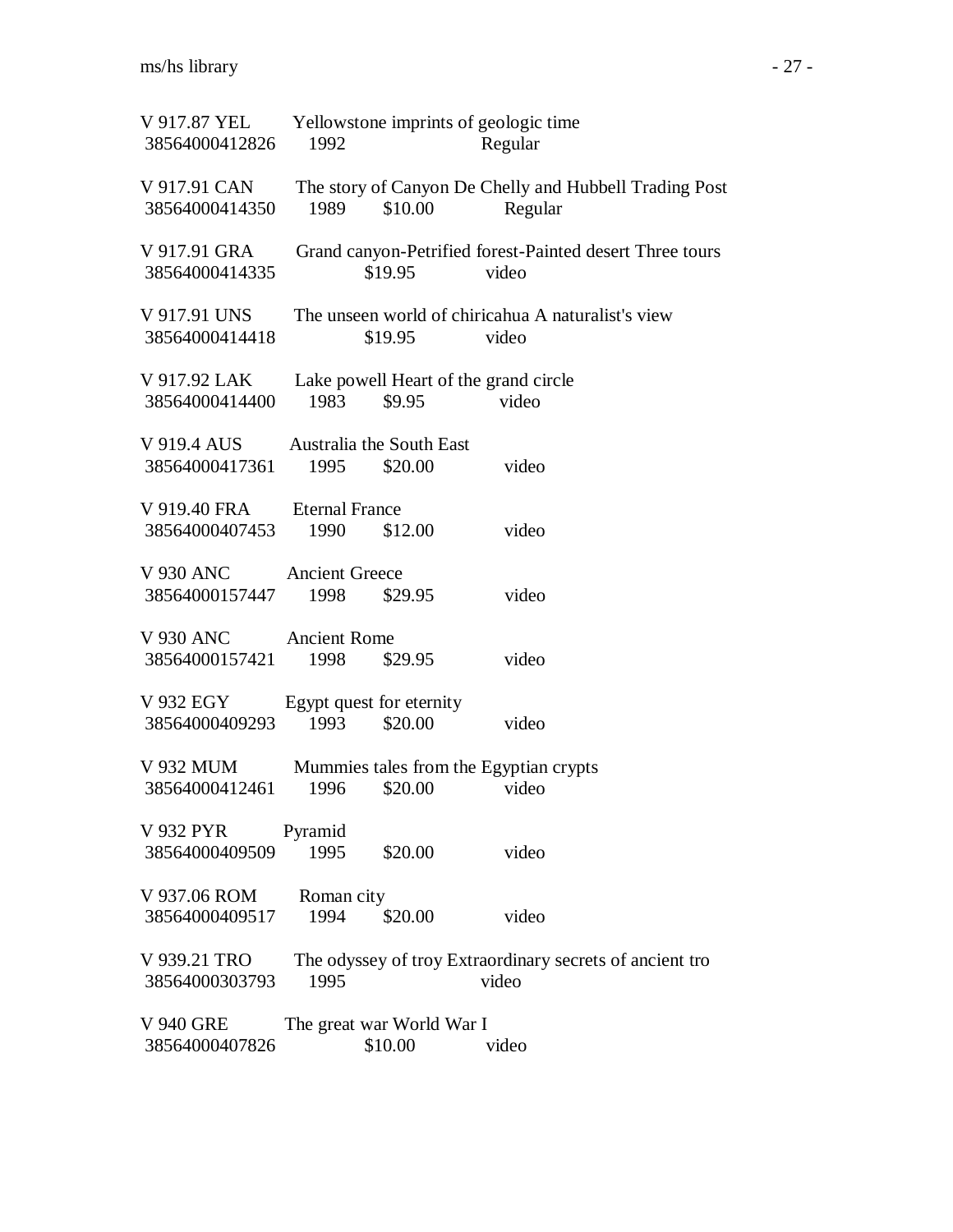V 917.87 YEL Yellowstone imprints of geologic time
38564000412826 1992 Regular

V 917.91 CAN The story of Canyon De Chelly and Hubbell Trading Post
38564000414350 1989 $10.00 Regular

V 917.91 GRA Grand canyon-Petrified forest-Painted desert Three tours
38564000414335 $19.95 video

V 917.91 UNS The unseen world of chiricahua A naturalist's view
38564000414418 $19.95 video

V 917.92 LAK Lake powell Heart of the grand circle
38564000414400 1983 $9.95 video

V 919.4 AUS Australia the South East
38564000417361 1995 $20.00 video

V 919.40 FRA Eternal France
38564000407453 1990 $12.00 video

V 930 ANC Ancient Greece
38564000157447 1998 $29.95 video

V 930 ANC Ancient Rome
38564000157421 1998 $29.95 video

V 932 EGY Egypt quest for eternity
38564000409293 1993 $20.00 video

V 932 MUM Mummies tales from the Egyptian crypts
38564000412461 1996 $20.00 video

V 932 PYR Pyramid
38564000409509 1995 $20.00 video

V 937.06 ROM Roman city
38564000409517 1994 $20.00 video

V 939.21 TRO The odyssey of troy Extraordinary secrets of ancient tro
38564000303793 1995 video

V 940 GRE The great war World War I
38564000407826 $10.00 video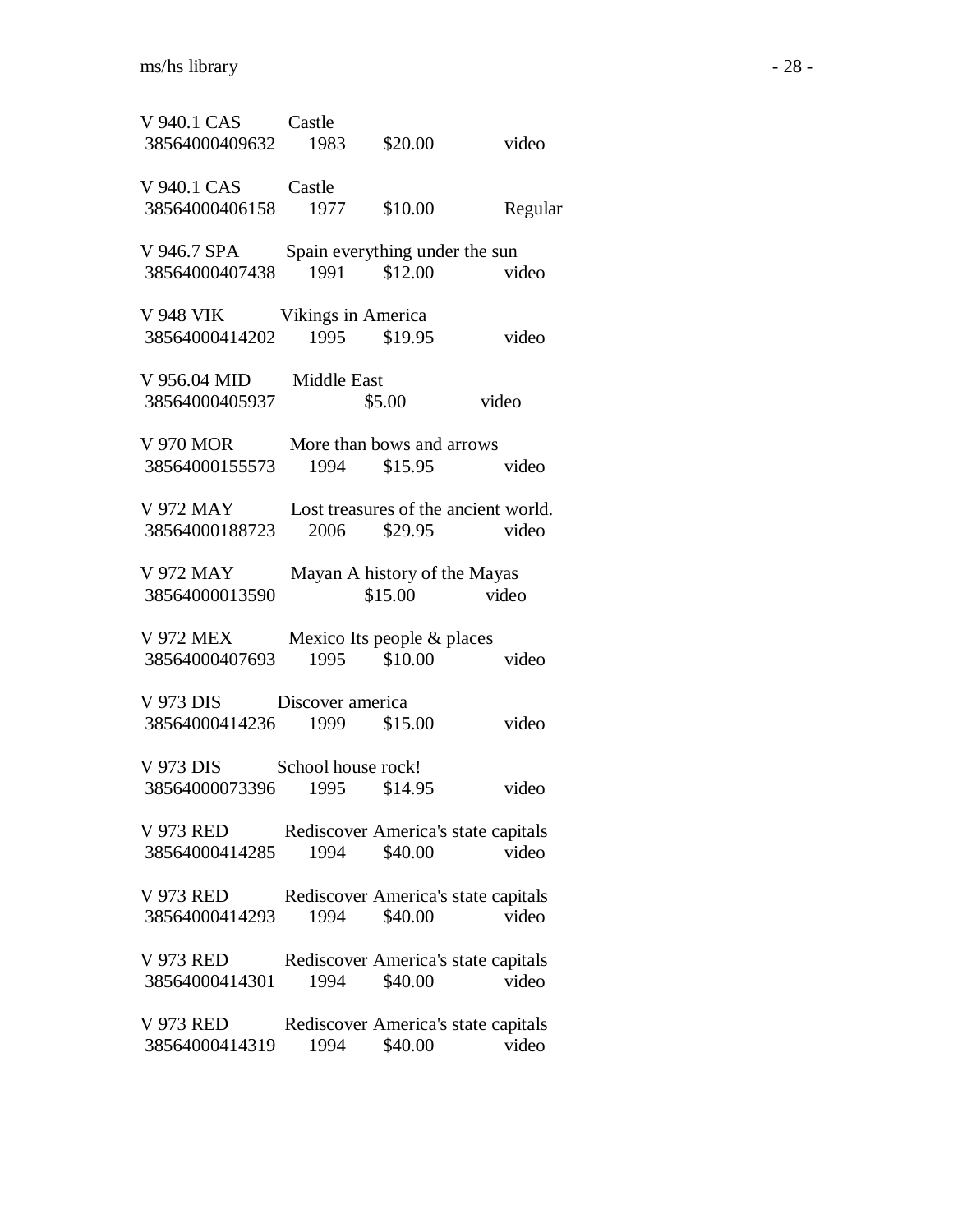V 940.1 CAS Castle
38564000409632 1983 $20.00 video

V 940.1 CAS Castle
38564000406158 1977 $10.00 Regular

V 946.7 SPA Spain everything under the sun
38564000407438 1991 $12.00 video

V 948 VIK Vikings in America
38564000414202 1995 $19.95 video

V 956.04 MID Middle East
38564000405937 $5.00 video

V 970 MOR More than bows and arrows
38564000155573 1994 $15.95 video

V 972 MAY Lost treasures of the ancient world.
38564000188723 2006 $29.95 video

V 972 MAY Mayan A history of the Mayas
38564000013590 $15.00 video

V 972 MEX Mexico Its people & places
38564000407693 1995 $10.00 video

V 973 DIS Discover america
38564000414236 1999 $15.00 video

V 973 DIS School house rock!
38564000073396 1995 $14.95 video

V 973 RED Rediscover America's state capitals
38564000414285 1994 $40.00 video

V 973 RED Rediscover America's state capitals
38564000414293 1994 $40.00 video

V 973 RED Rediscover America's state capitals
38564000414301 1994 $40.00 video

V 973 RED Rediscover America's state capitals
38564000414319 1994 $40.00 video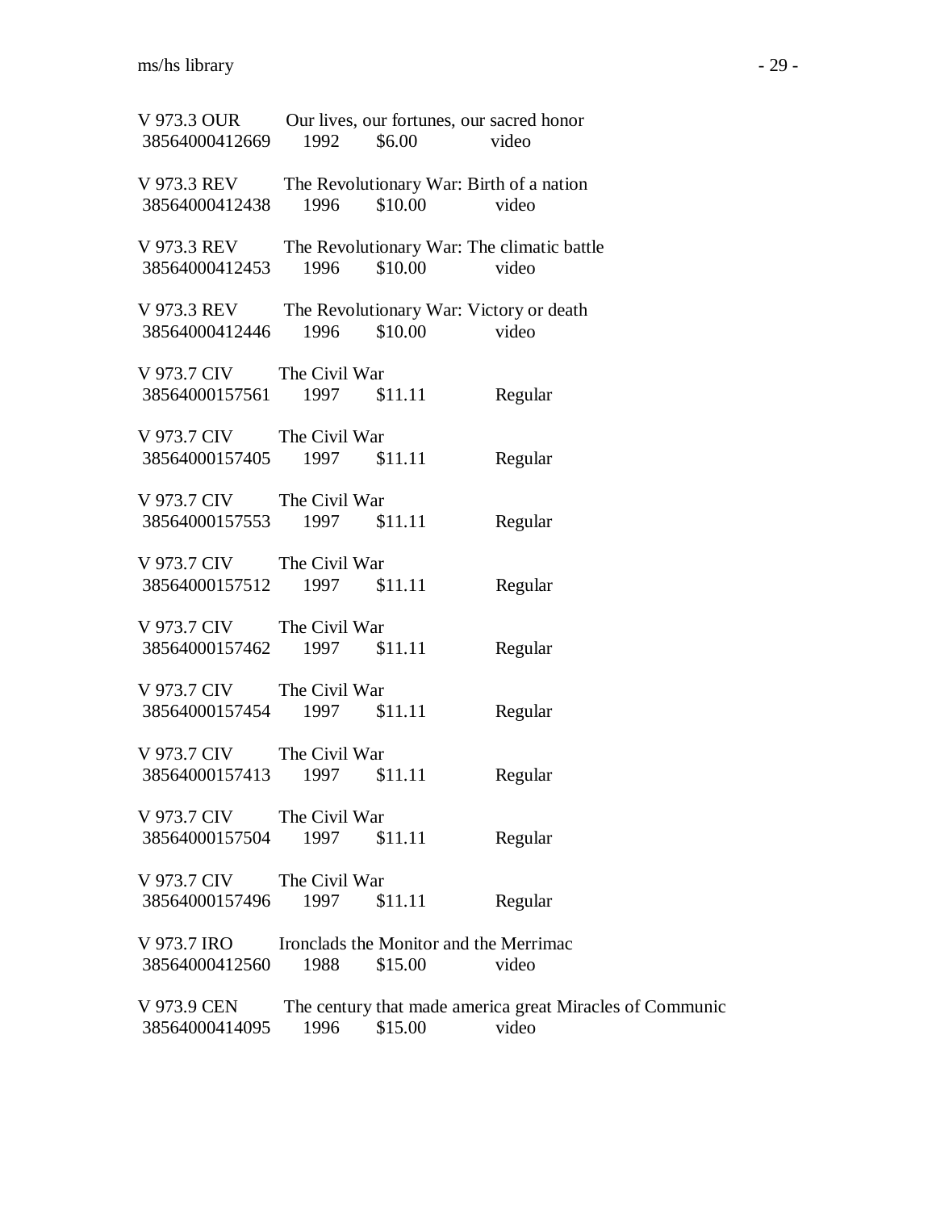V 973.3 OUR Our lives, our fortunes, our sacred honor
38564000412669 1992 $6.00 video

V 973.3 REV The Revolutionary War: Birth of a nation
38564000412438 1996 $10.00 video

V 973.3 REV The Revolutionary War: The climatic battle
38564000412453 1996 $10.00 video

V 973.3 REV The Revolutionary War: Victory or death
38564000412446 1996 $10.00 video

V 973.7 CIV The Civil War
38564000157561 1997 $11.11 Regular

V 973.7 CIV The Civil War
38564000157405 1997 $11.11 Regular

V 973.7 CIV The Civil War
38564000157553 1997 $11.11 Regular

V 973.7 CIV The Civil War
38564000157512 1997 $11.11 Regular

V 973.7 CIV The Civil War
38564000157462 1997 $11.11 Regular

V 973.7 CIV The Civil War
38564000157454 1997 $11.11 Regular

V 973.7 CIV The Civil War
38564000157413 1997 $11.11 Regular

V 973.7 CIV The Civil War
38564000157504 1997 $11.11 Regular

V 973.7 CIV The Civil War
38564000157496 1997 $11.11 Regular

V 973.7 IRO Ironclads the Monitor and the Merrimac
38564000412560 1988 $15.00 video

V 973.9 CEN The century that made america great Miracles of Communic
38564000414095 1996 $15.00 video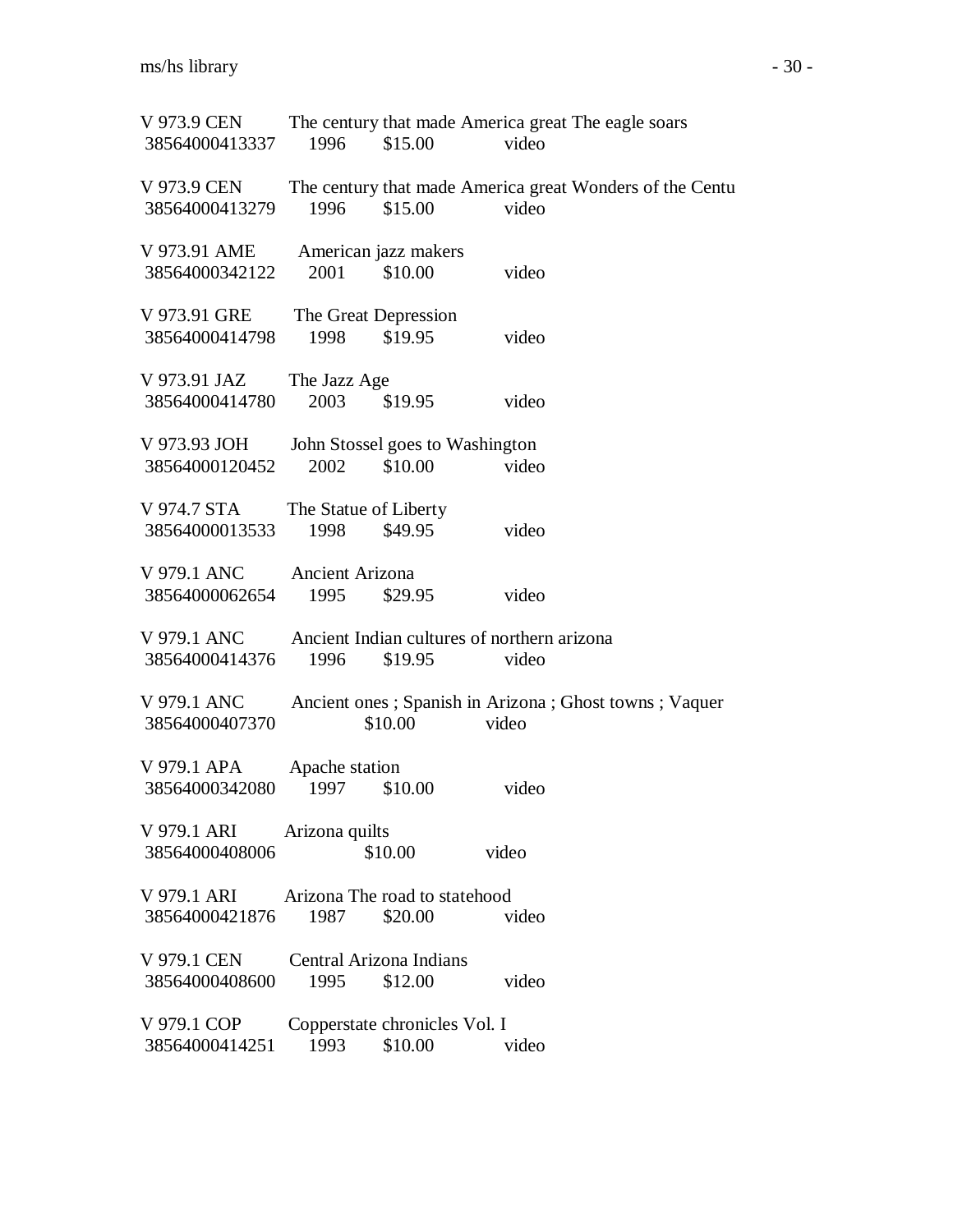V 973.9 CEN The century that made America great The eagle soars
38564000413337 1996 $15.00 video

V 973.9 CEN The century that made America great Wonders of the Centu
38564000413279 1996 $15.00 video

V 973.91 AME American jazz makers
38564000342122 2001 $10.00 video

V 973.91 GRE The Great Depression
38564000414798 1998 $19.95 video

V 973.91 JAZ The Jazz Age
38564000414780 2003 $19.95 video

V 973.93 JOH John Stossel goes to Washington
38564000120452 2002 $10.00 video

V 974.7 STA The Statue of Liberty
38564000013533 1998 $49.95 video

V 979.1 ANC Ancient Arizona
38564000062654 1995 $29.95 video

V 979.1 ANC Ancient Indian cultures of northern arizona
38564000414376 1996 $19.95 video

V 979.1 ANC Ancient ones ; Spanish in Arizona ; Ghost towns ; Vaquer
38564000407370 $10.00 video

V 979.1 APA Apache station
38564000342080 1997 $10.00 video

V 979.1 ARI Arizona quilts
38564000408006 $10.00 video

V 979.1 ARI Arizona The road to statehood
38564000421876 1987 $20.00 video

V 979.1 CEN Central Arizona Indians
38564000408600 1995 $12.00 video

V 979.1 COP Copperstate chronicles Vol. I
38564000414251 1993 $10.00 video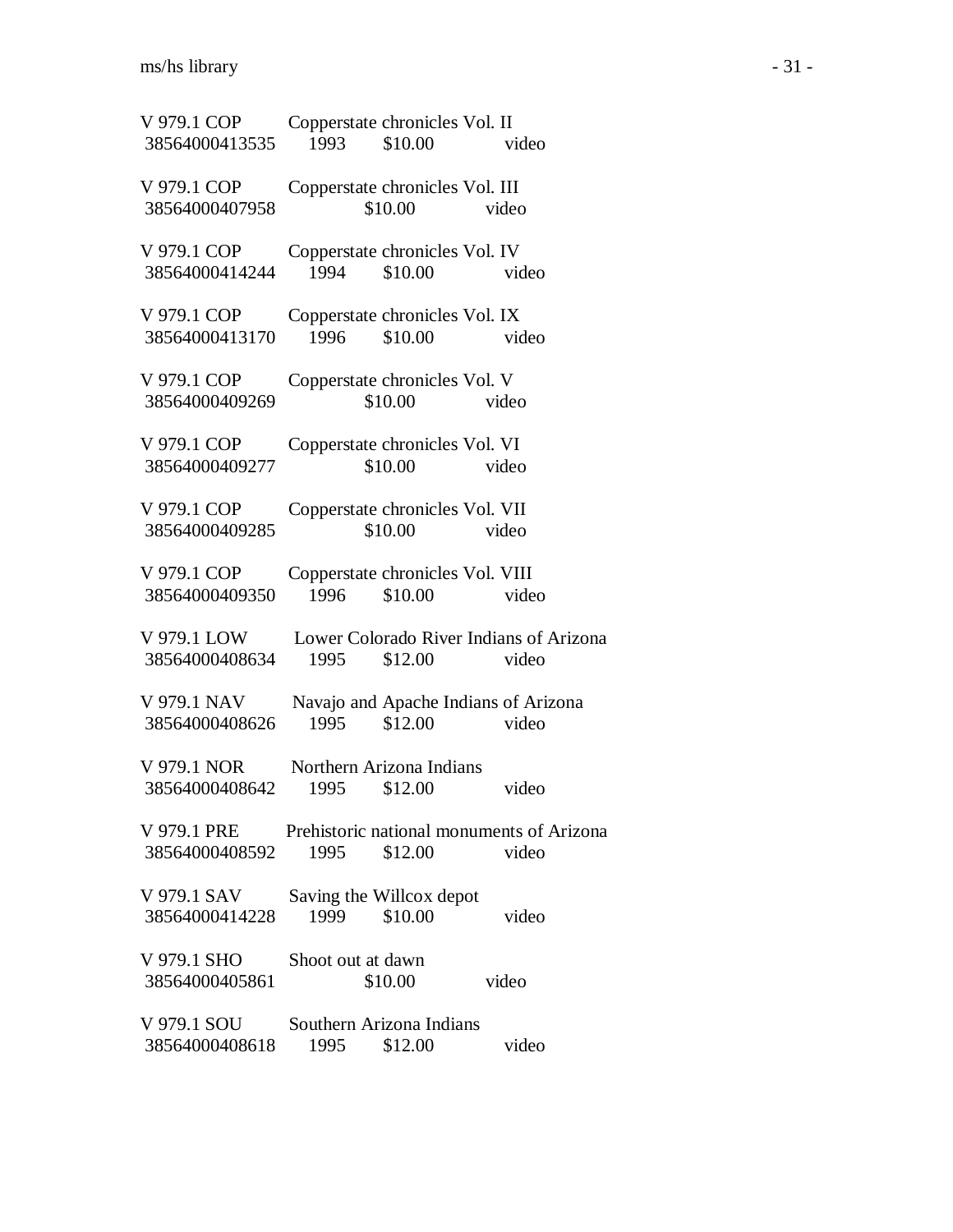V 979.1 COP Copperstate chronicles Vol. II
38564000413535 1993 $10.00 video

V 979.1 COP Copperstate chronicles Vol. III
38564000407958 $10.00 video

V 979.1 COP Copperstate chronicles Vol. IV
38564000414244 1994 $10.00 video

V 979.1 COP Copperstate chronicles Vol. IX
38564000413170 1996 $10.00 video

V 979.1 COP Copperstate chronicles Vol. V
38564000409269 $10.00 video

V 979.1 COP Copperstate chronicles Vol. VI
38564000409277 $10.00 video

V 979.1 COP Copperstate chronicles Vol. VII
38564000409285 $10.00 video

V 979.1 COP Copperstate chronicles Vol. VIII
38564000409350 1996 $10.00 video

V 979.1 LOW Lower Colorado River Indians of Arizona
38564000408634 1995 $12.00 video

V 979.1 NAV Navajo and Apache Indians of Arizona
38564000408626 1995 $12.00 video

V 979.1 NOR Northern Arizona Indians
38564000408642 1995 $12.00 video

V 979.1 PRE Prehistoric national monuments of Arizona
38564000408592 1995 $12.00 video

V 979.1 SAV Saving the Willcox depot
38564000414228 1999 $10.00 video

V 979.1 SHO Shoot out at dawn
38564000405861 $10.00 video

V 979.1 SOU Southern Arizona Indians
38564000408618 1995 $12.00 video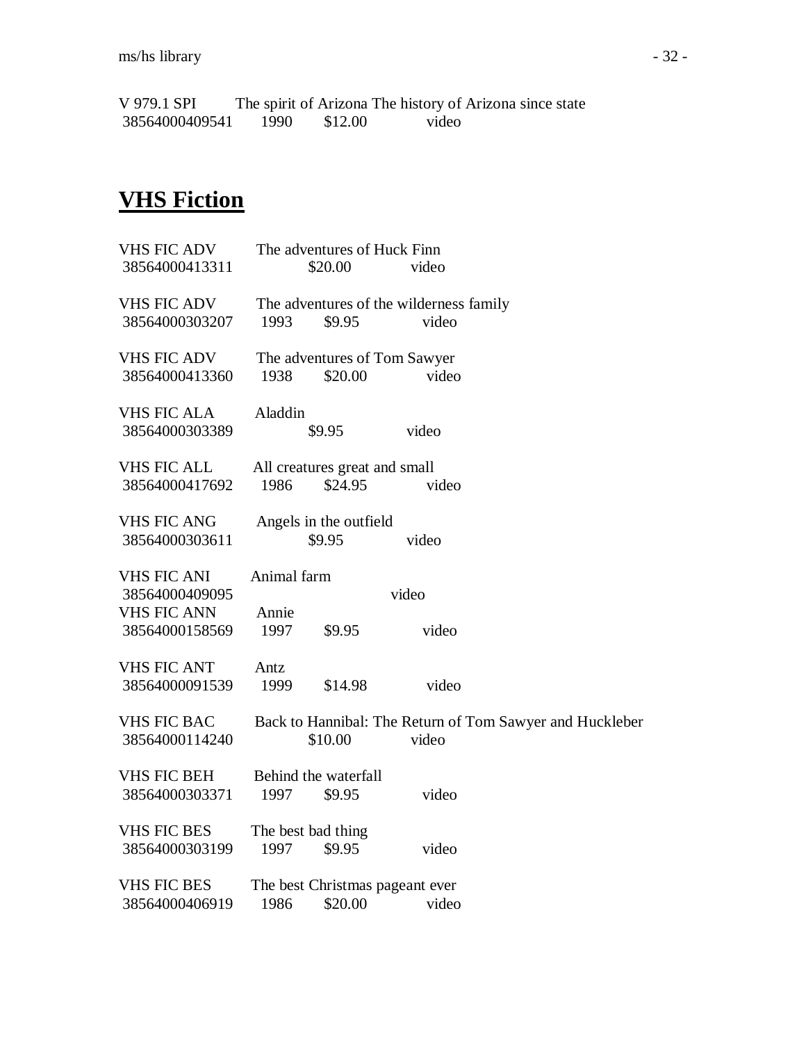V 979.1 SPI    The spirit of Arizona The history of Arizona since state
38564000409541    1990    $12.00    video

## VHS Fiction

VHS FIC ADV    The adventures of Huck Finn
38564000413311    $20.00    video

VHS FIC ADV    The adventures of the wilderness family
38564000303207    1993    $9.95    video

VHS FIC ADV    The adventures of Tom Sawyer
38564000413360    1938    $20.00    video

VHS FIC ALA    Aladdin
38564000303389    $9.95    video

VHS FIC ALL    All creatures great and small
38564000417692    1986    $24.95    video

VHS FIC ANG    Angels in the outfield
38564000303611    $9.95    video

VHS FIC ANI    Animal farm
38564000409095    video
VHS FIC ANN    Annie
38564000158569    1997    $9.95    video

VHS FIC ANT    Antz
38564000091539    1999    $14.98    video

VHS FIC BAC    Back to Hannibal: The Return of Tom Sawyer and Huckleber
38564000114240    $10.00    video

VHS FIC BEH    Behind the waterfall
38564000303371    1997    $9.95    video

VHS FIC BES    The best bad thing
38564000303199    1997    $9.95    video

VHS FIC BES    The best Christmas pageant ever
38564000406919    1986    $20.00    video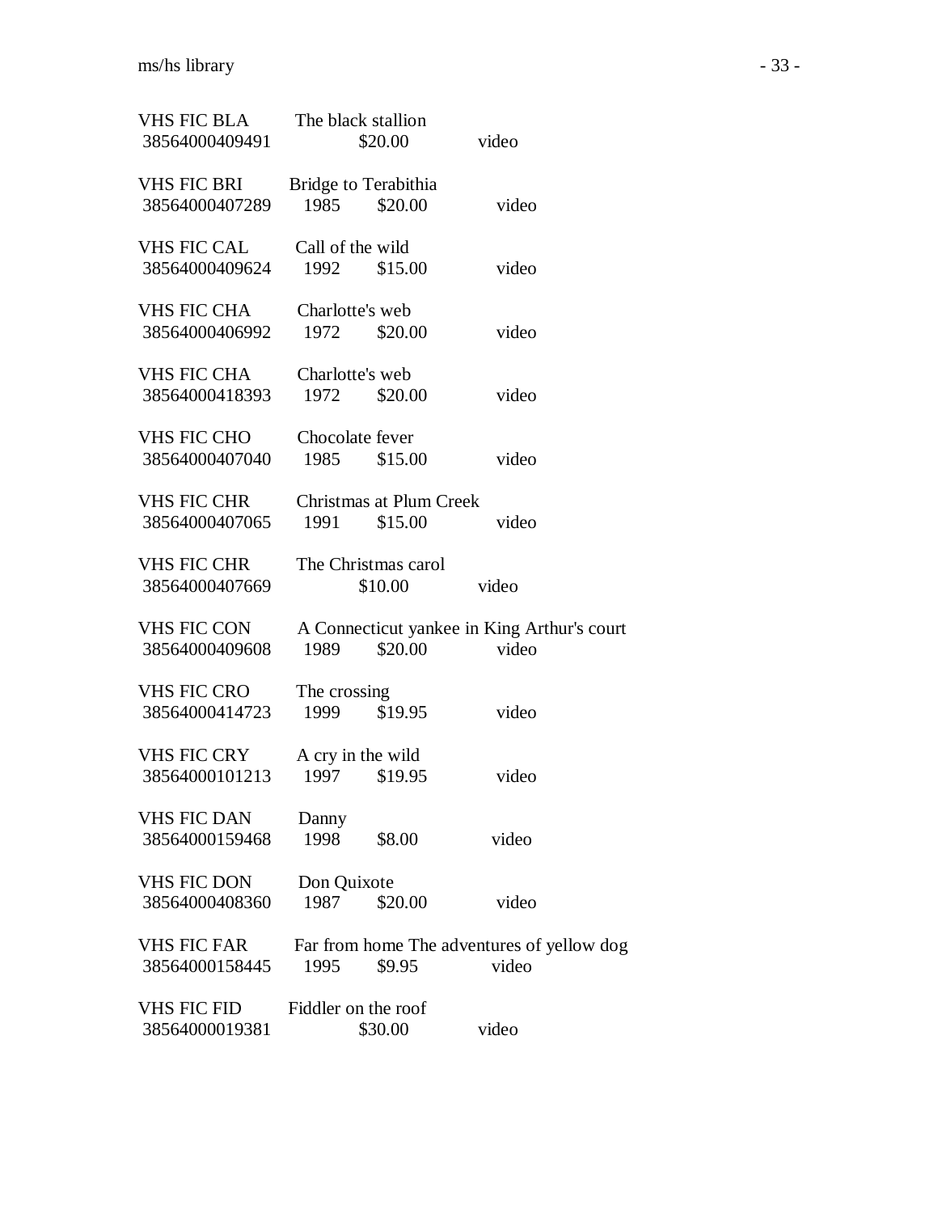VHS FIC BLA The black stallion
38564000409491 $20.00 video

VHS FIC BRI Bridge to Terabithia
38564000407289 1985 $20.00 video

VHS FIC CAL Call of the wild
38564000409624 1992 $15.00 video

VHS FIC CHA Charlotte's web
38564000406992 1972 $20.00 video

VHS FIC CHA Charlotte's web
38564000418393 1972 $20.00 video

VHS FIC CHO Chocolate fever
38564000407040 1985 $15.00 video

VHS FIC CHR Christmas at Plum Creek
38564000407065 1991 $15.00 video

VHS FIC CHR The Christmas carol
38564000407669 $10.00 video

VHS FIC CON A Connecticut yankee in King Arthur's court
38564000409608 1989 $20.00 video

VHS FIC CRO The crossing
38564000414723 1999 $19.95 video

VHS FIC CRY A cry in the wild
38564000101213 1997 $19.95 video

VHS FIC DAN Danny
38564000159468 1998 $8.00 video

VHS FIC DON Don Quixote
38564000408360 1987 $20.00 video

VHS FIC FAR Far from home The adventures of yellow dog
38564000158445 1995 $9.95 video

VHS FIC FID Fiddler on the roof
38564000019381 $30.00 video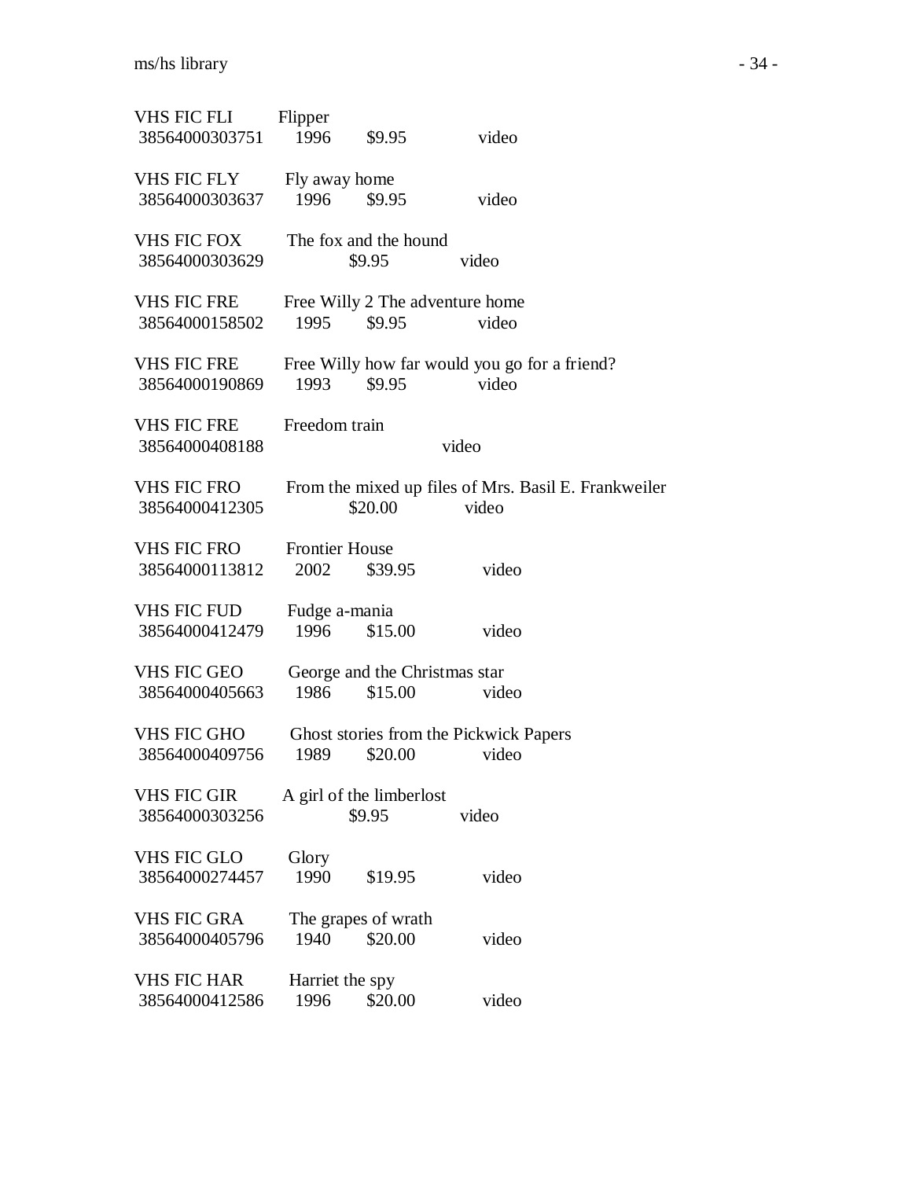VHS FIC FLI Flipper
38564000303751 1996 $9.95 video

VHS FIC FLY Fly away home
38564000303637 1996 $9.95 video

VHS FIC FOX The fox and the hound
38564000303629 $9.95 video

VHS FIC FRE Free Willy 2 The adventure home
38564000158502 1995 $9.95 video

VHS FIC FRE Free Willy how far would you go for a friend?
38564000190869 1993 $9.95 video

VHS FIC FRE Freedom train
38564000408188 video

VHS FIC FRO From the mixed up files of Mrs. Basil E. Frankweiler
38564000412305 $20.00 video

VHS FIC FRO Frontier House
38564000113812 2002 $39.95 video

VHS FIC FUD Fudge a-mania
38564000412479 1996 $15.00 video

VHS FIC GEO George and the Christmas star
38564000405663 1986 $15.00 video

VHS FIC GHO Ghost stories from the Pickwick Papers
38564000409756 1989 $20.00 video

VHS FIC GIR A girl of the limberlost
38564000303256 $9.95 video

VHS FIC GLO Glory
38564000274457 1990 $19.95 video

VHS FIC GRA The grapes of wrath
38564000405796 1940 $20.00 video

VHS FIC HAR Harriet the spy
38564000412586 1996 $20.00 video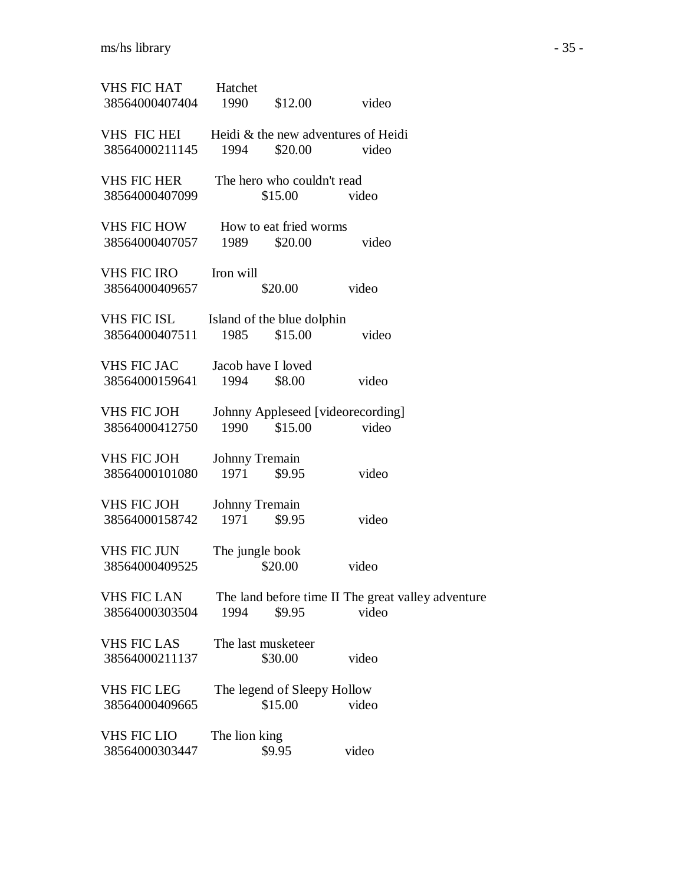VHS FIC HAT Hatchet
38564000407404 1990 $12.00 video

VHS FIC HEI Heidi & the new adventures of Heidi
38564000211145 1994 $20.00 video

VHS FIC HER The hero who couldn't read
38564000407099 $15.00 video

VHS FIC HOW How to eat fried worms
38564000407057 1989 $20.00 video

VHS FIC IRO Iron will
38564000409657 $20.00 video

VHS FIC ISL Island of the blue dolphin
38564000407511 1985 $15.00 video

VHS FIC JAC Jacob have I loved
38564000159641 1994 $8.00 video

VHS FIC JOH Johnny Appleseed [videorecording]
38564000412750 1990 $15.00 video

VHS FIC JOH Johnny Tremain
38564000101080 1971 $9.95 video

VHS FIC JOH Johnny Tremain
38564000158742 1971 $9.95 video

VHS FIC JUN The jungle book
38564000409525 $20.00 video

VHS FIC LAN The land before time II The great valley adventure
38564000303504 1994 $9.95 video

VHS FIC LAS The last musketeer
38564000211137 $30.00 video

VHS FIC LEG The legend of Sleepy Hollow
38564000409665 $15.00 video

VHS FIC LIO The lion king
38564000303447 $9.95 video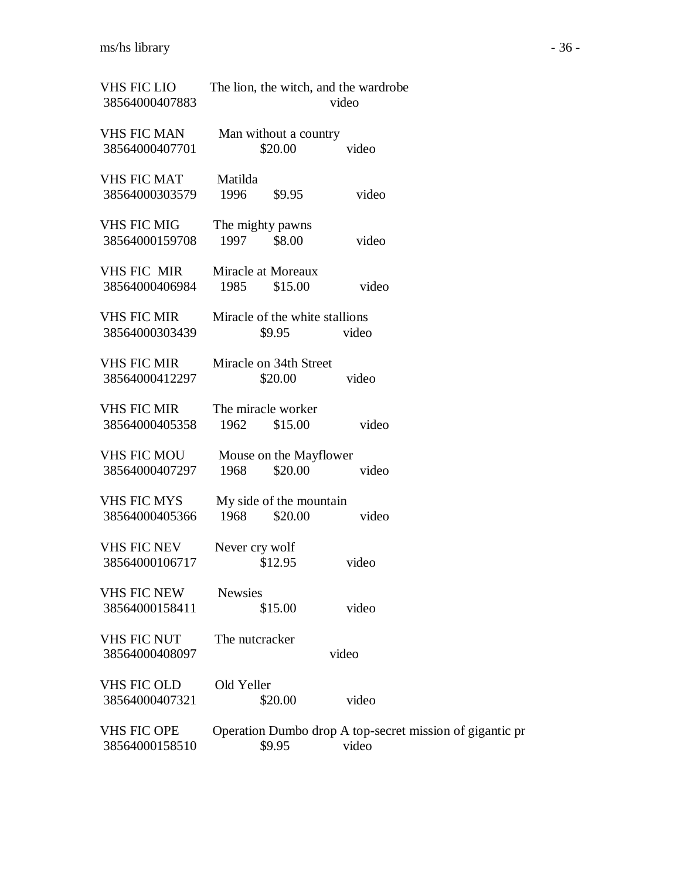VHS FIC LIO The lion, the witch, and the wardrobe
38564000407883 video

VHS FIC MAN Man without a country
38564000407701 $20.00 video

VHS FIC MAT Matilda
38564000303579 1996 $9.95 video

VHS FIC MIG The mighty pawns
38564000159708 1997 $8.00 video

VHS FIC MIR Miracle at Moreaux
38564000406984 1985 $15.00 video

VHS FIC MIR Miracle of the white stallions
38564000303439 $9.95 video

VHS FIC MIR Miracle on 34th Street
38564000412297 $20.00 video

VHS FIC MIR The miracle worker
38564000405358 1962 $15.00 video

VHS FIC MOU Mouse on the Mayflower
38564000407297 1968 $20.00 video

VHS FIC MYS My side of the mountain
38564000405366 1968 $20.00 video

VHS FIC NEV Never cry wolf
38564000106717 $12.95 video

VHS FIC NEW Newsies
38564000158411 $15.00 video

VHS FIC NUT The nutcracker
38564000408097 video

VHS FIC OLD Old Yeller
38564000407321 $20.00 video

VHS FIC OPE Operation Dumbo drop A top-secret mission of gigantic pr
38564000158510 $9.95 video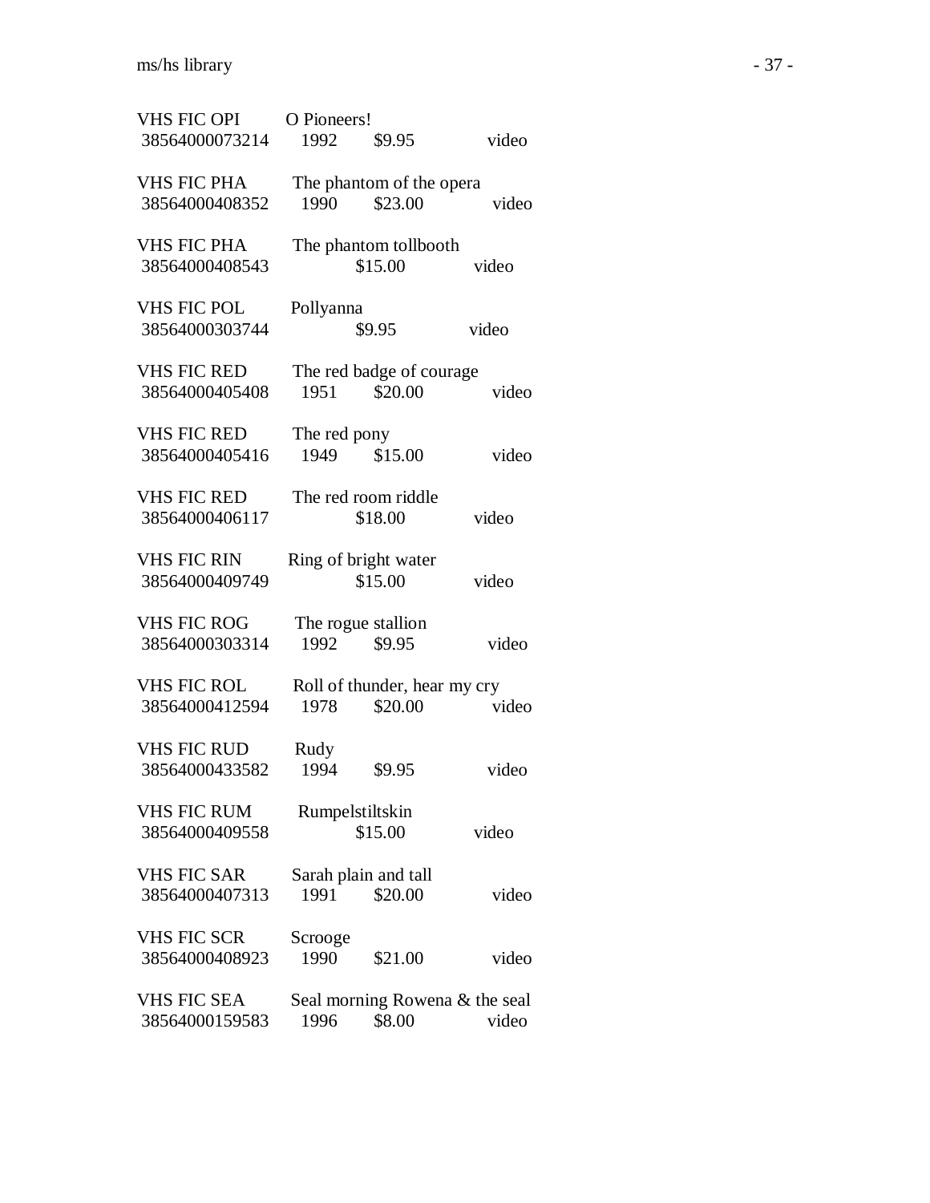VHS FIC OPI O Pioneers!
38564000073214 1992 $9.95 video

VHS FIC PHA The phantom of the opera
38564000408352 1990 $23.00 video

VHS FIC PHA The phantom tollbooth
38564000408543 $15.00 video

VHS FIC POL Pollyanna
38564000303744 $9.95 video

VHS FIC RED The red badge of courage
38564000405408 1951 $20.00 video

VHS FIC RED The red pony
38564000405416 1949 $15.00 video

VHS FIC RED The red room riddle
38564000406117 $18.00 video

VHS FIC RIN Ring of bright water
38564000409749 $15.00 video

VHS FIC ROG The rogue stallion
38564000303314 1992 $9.95 video

VHS FIC ROL Roll of thunder, hear my cry
38564000412594 1978 $20.00 video

VHS FIC RUD Rudy
38564000433582 1994 $9.95 video

VHS FIC RUM Rumpelstiltskin
38564000409558 $15.00 video

VHS FIC SAR Sarah plain and tall
38564000407313 1991 $20.00 video

VHS FIC SCR Scrooge
38564000408923 1990 $21.00 video

VHS FIC SEA Seal morning Rowena & the seal
38564000159583 1996 $8.00 video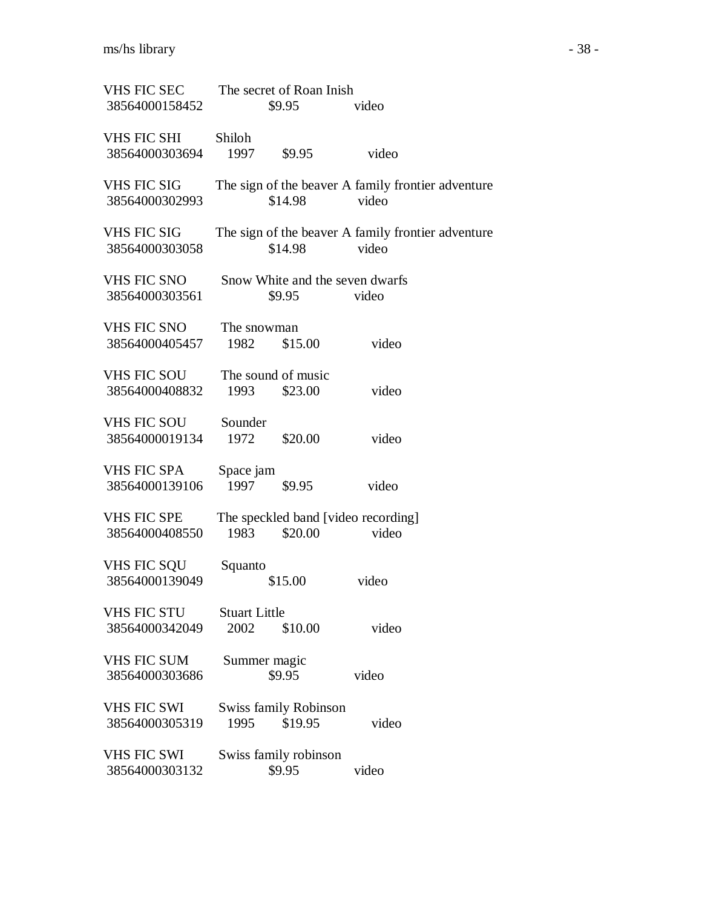VHS FIC SEC The secret of Roan Inish
38564000158452 $9.95 video

VHS FIC SHI Shiloh
38564000303694 1997 $9.95 video

VHS FIC SIG The sign of the beaver A family frontier adventure
38564000302993 $14.98 video

VHS FIC SIG The sign of the beaver A family frontier adventure
38564000303058 $14.98 video

VHS FIC SNO Snow White and the seven dwarfs
38564000303561 $9.95 video

VHS FIC SNO The snowman
38564000405457 1982 $15.00 video

VHS FIC SOU The sound of music
38564000408832 1993 $23.00 video

VHS FIC SOU Sounder
38564000019134 1972 $20.00 video

VHS FIC SPA Space jam
38564000139106 1997 $9.95 video

VHS FIC SPE The speckled band [video recording]
38564000408550 1983 $20.00 video

VHS FIC SQU Squanto
38564000139049 $15.00 video

VHS FIC STU Stuart Little
38564000342049 2002 $10.00 video

VHS FIC SUM Summer magic
38564000303686 $9.95 video

VHS FIC SWI Swiss family Robinson
38564000305319 1995 $19.95 video

VHS FIC SWI Swiss family robinson
38564000303132 $9.95 video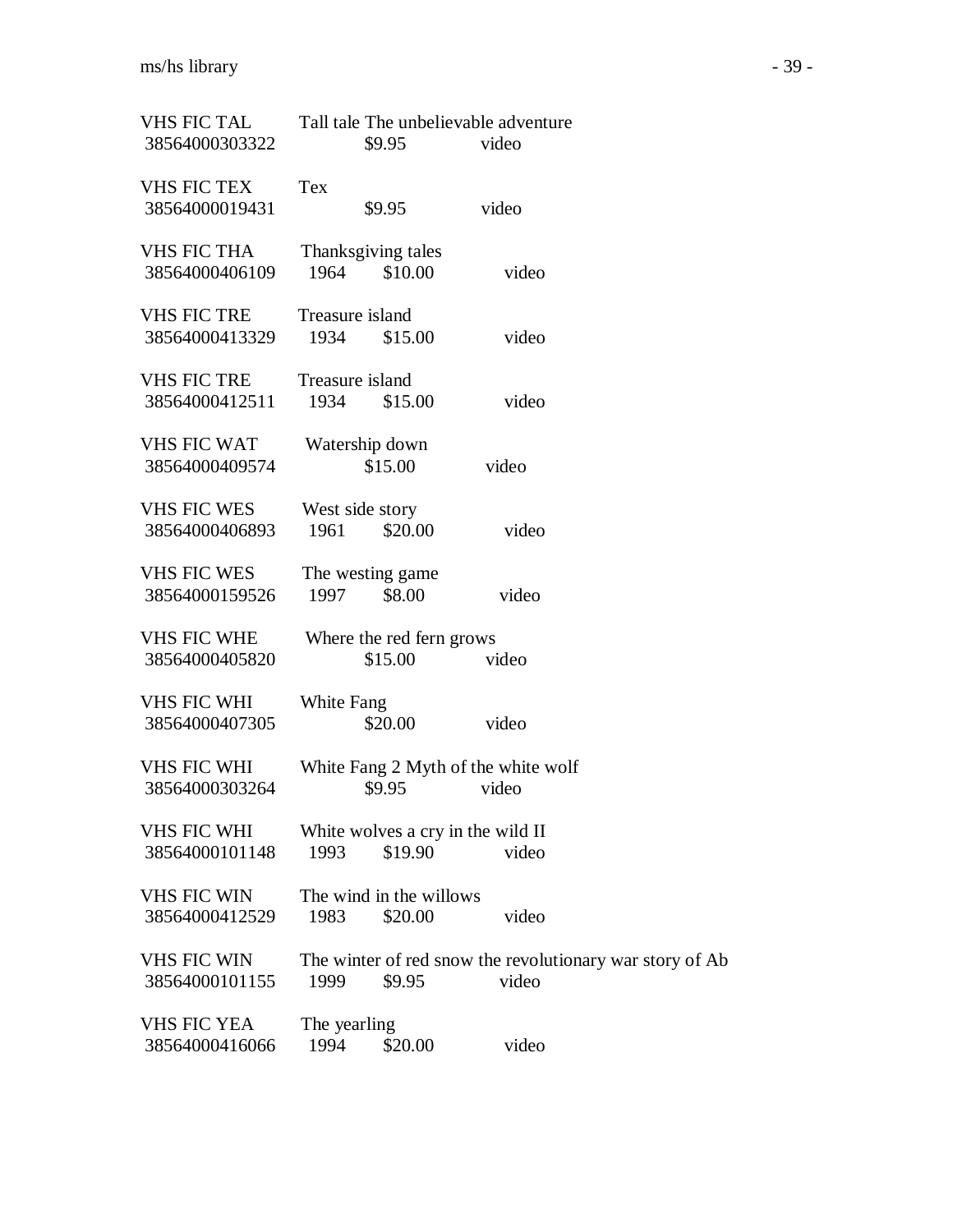VHS FIC TAL Tall tale The unbelievable adventure
38564000303322 $9.95 video

VHS FIC TEX Tex
38564000019431 $9.95 video

VHS FIC THA Thanksgiving tales
38564000406109 1964 $10.00 video

VHS FIC TRE Treasure island
38564000413329 1934 $15.00 video

VHS FIC TRE Treasure island
38564000412511 1934 $15.00 video

VHS FIC WAT Watership down
38564000409574 $15.00 video

VHS FIC WES West side story
38564000406893 1961 $20.00 video

VHS FIC WES The westing game
38564000159526 1997 $8.00 video

VHS FIC WHE Where the red fern grows
38564000405820 $15.00 video

VHS FIC WHI White Fang
38564000407305 $20.00 video

VHS FIC WHI White Fang 2 Myth of the white wolf
38564000303264 $9.95 video

VHS FIC WHI White wolves a cry in the wild II
38564000101148 1993 $19.90 video

VHS FIC WIN The wind in the willows
38564000412529 1983 $20.00 video

VHS FIC WIN The winter of red snow the revolutionary war story of Ab
38564000101155 1999 $9.95 video

VHS FIC YEA The yearling
38564000416066 1994 $20.00 video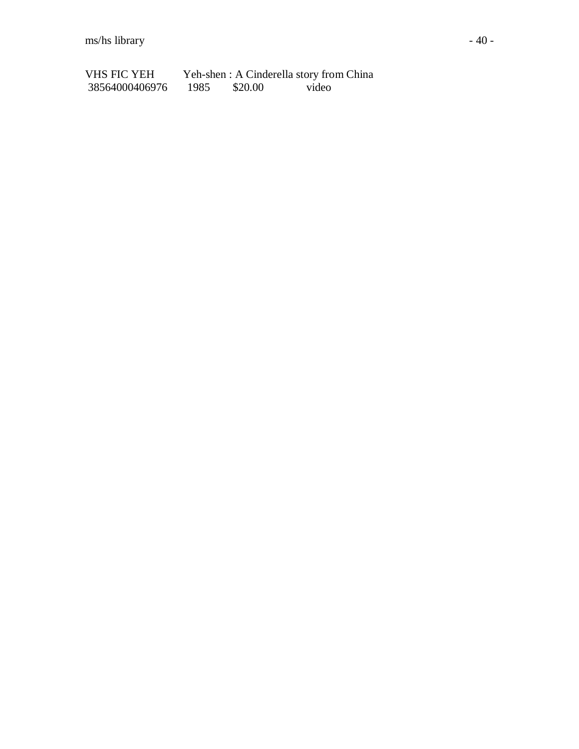VHS FIC YEH Yeh-shen : A Cinderella story from China
38564000406976 1985 $20.00 video